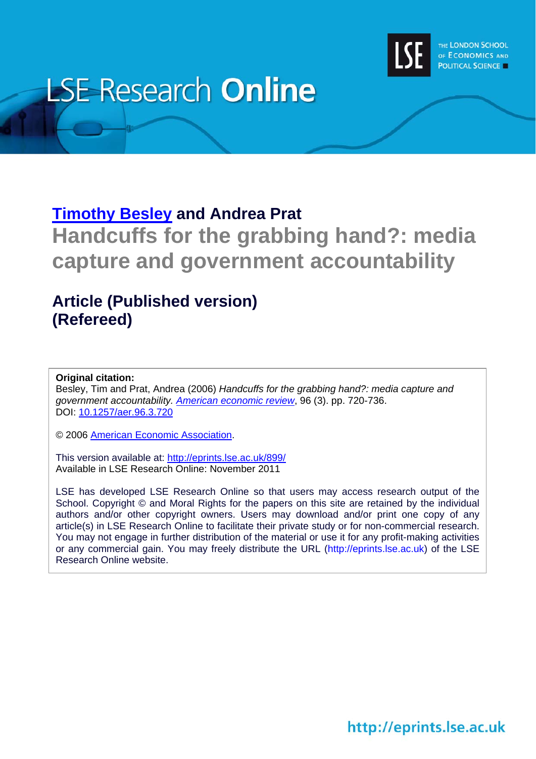LSE Research **Online**

THE LONDON SCHOOL OF ECONOMICS AND POLITICAL SCIENCE

**Timothy Besley and Andrea Prat**

# Handcuffs for the grabbing hand?: media capture and government accountability

## Article (Published version) (Refereed)

**Original citation:**
Besley, Tim and Prat, Andrea (2006) *Handcuffs for the grabbing hand?: media capture and government accountability. American economic review*, 96 (3). pp. 720-736.
DOI: 10.1257/aer.96.3.720

© 2006 American Economic Association.

This version available at: http://eprints.lse.ac.uk/899/
Available in LSE Research Online: November 2011

LSE has developed LSE Research Online so that users may access research output of the School. Copyright © and Moral Rights for the papers on this site are retained by the individual authors and/or other copyright owners. Users may download and/or print one copy of any article(s) in LSE Research Online to facilitate their private study or for non-commercial research. You may not engage in further distribution of the material or use it for any profit-making activities or any commercial gain. You may freely distribute the URL (http://eprints.lse.ac.uk) of the LSE Research Online website.

http://eprints.lse.ac.uk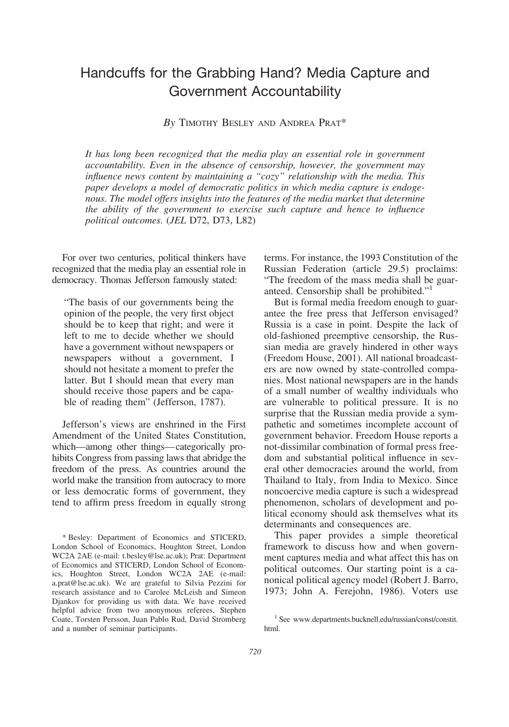# Handcuffs for the Grabbing Hand? Media Capture and Government Accountability

*By* Timothy Besley and Andrea Prat*

*It has long been recognized that the media play an essential role in government accountability. Even in the absence of censorship, however, the government may influence news content by maintaining a "cozy" relationship with the media. This paper develops a model of democratic politics in which media capture is endogenous. The model offers insights into the features of the media market that determine the ability of the government to exercise such capture and hence to influence political outcomes.* (*JEL* D72, D73, L82)

For over two centuries, political thinkers have recognized that the media play an essential role in democracy. Thomas Jefferson famously stated:

> "The basis of our governments being the opinion of the people, the very first object should be to keep that right; and were it left to me to decide whether we should have a government without newspapers or newspapers without a government, I should not hesitate a moment to prefer the latter. But I should mean that every man should receive those papers and be capable of reading them" (Jefferson, 1787).

Jefferson's views are enshrined in the First Amendment of the United States Constitution, which—among other things—categorically prohibits Congress from passing laws that abridge the freedom of the press. As countries around the world make the transition from autocracy to more or less democratic forms of government, they tend to affirm press freedom in equally strong terms. For instance, the 1993 Constitution of the Russian Federation (article 29.5) proclaims: "The freedom of the mass media shall be guaranteed. Censorship shall be prohibited."[1]

But is formal media freedom enough to guarantee the free press that Jefferson envisaged? Russia is a case in point. Despite the lack of old-fashioned preemptive censorship, the Russian media are gravely hindered in other ways (Freedom House, 2001). All national broadcasters are now owned by state-controlled companies. Most national newspapers are in the hands of a small number of wealthy individuals who are vulnerable to political pressure. It is no surprise that the Russian media provide a sympathetic and sometimes incomplete account of government behavior. Freedom House reports a not-dissimilar combination of formal press freedom and substantial political influence in several other democracies around the world, from Thailand to Italy, from India to Mexico. Since noncoercive media capture is such a widespread phenomenon, scholars of development and political economy should ask themselves what its determinants and consequences are.

This paper provides a simple theoretical framework to discuss how and when government captures media and what affect this has on political outcomes. Our starting point is a canonical political agency model (Robert J. Barro, 1973; John A. Ferejohn, 1986). Voters use

\* Besley: Department of Economics and STICERD, London School of Economics, Houghton Street, London WC2A 2AE (e-mail: t.besley@lse.ac.uk); Prat: Department of Economics and STICERD, London School of Economics, Houghton Street, London WC2A 2AE (e-mail: a.prat@lse.ac.uk). We are grateful to Silvia Pezzini for research assistance and to Carolee McLeish and Simeon Djankov for providing us with data. We have received helpful advice from two anonymous referees, Stephen Coate, Torsten Persson, Juan Pablo Rud, David Stromberg and a number of seminar participants.

[1] See www.departments.bucknell.edu/russian/const/constit.html.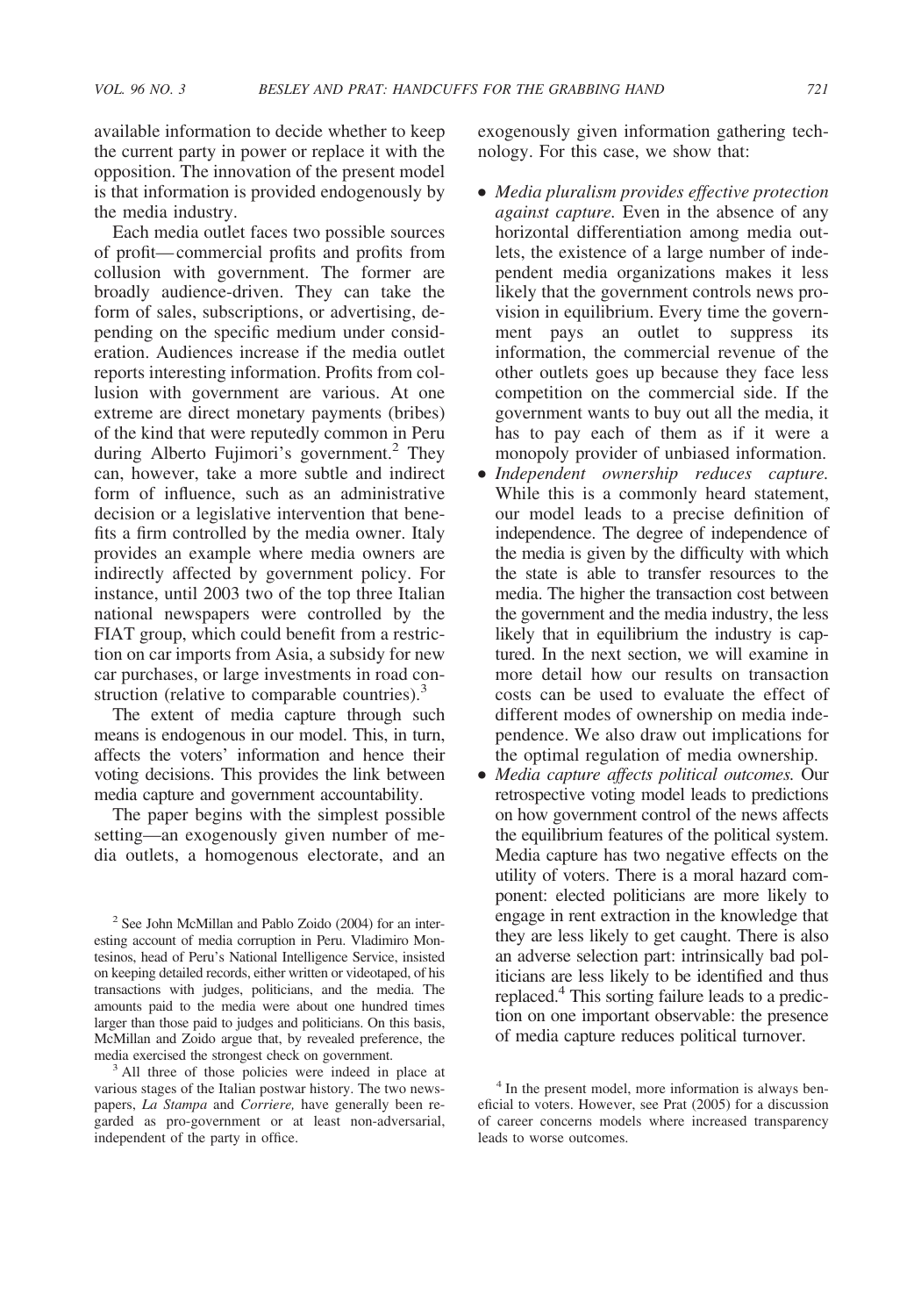available information to decide whether to keep the current party in power or replace it with the opposition. The innovation of the present model is that information is provided endogenously by the media industry.

Each media outlet faces two possible sources of profit—commercial profits and profits from collusion with government. The former are broadly audience-driven. They can take the form of sales, subscriptions, or advertising, depending on the specific medium under consideration. Audiences increase if the media outlet reports interesting information. Profits from collusion with government are various. At one extreme are direct monetary payments (bribes) of the kind that were reputedly common in Peru during Alberto Fujimori's government.[2] They can, however, take a more subtle and indirect form of influence, such as an administrative decision or a legislative intervention that benefits a firm controlled by the media owner. Italy provides an example where media owners are indirectly affected by government policy. For instance, until 2003 two of the top three Italian national newspapers were controlled by the FIAT group, which could benefit from a restriction on car imports from Asia, a subsidy for new car purchases, or large investments in road construction (relative to comparable countries).[3]

The extent of media capture through such means is endogenous in our model. This, in turn, affects the voters' information and hence their voting decisions. This provides the link between media capture and government accountability.

The paper begins with the simplest possible setting—an exogenously given number of media outlets, a homogenous electorate, and an exogenously given information gathering technology. For this case, we show that:

- *Media pluralism provides effective protection against capture.* Even in the absence of any horizontal differentiation among media outlets, the existence of a large number of independent media organizations makes it less likely that the government controls news provision in equilibrium. Every time the government pays an outlet to suppress its information, the commercial revenue of the other outlets goes up because they face less competition on the commercial side. If the government wants to buy out all the media, it has to pay each of them as if it were a monopoly provider of unbiased information.
- *Independent ownership reduces capture.* While this is a commonly heard statement, our model leads to a precise definition of independence. The degree of independence of the media is given by the difficulty with which the state is able to transfer resources to the media. The higher the transaction cost between the government and the media industry, the less likely that in equilibrium the industry is captured. In the next section, we will examine in more detail how our results on transaction costs can be used to evaluate the effect of different modes of ownership on media independence. We also draw out implications for the optimal regulation of media ownership.
- *Media capture affects political outcomes.* Our retrospective voting model leads to predictions on how government control of the news affects the equilibrium features of the political system. Media capture has two negative effects on the utility of voters. There is a moral hazard component: elected politicians are more likely to engage in rent extraction in the knowledge that they are less likely to get caught. There is also an adverse selection part: intrinsically bad politicians are less likely to be identified and thus replaced.[4] This sorting failure leads to a prediction on one important observable: the presence of media capture reduces political turnover.

---

[2] See John McMillan and Pablo Zoido (2004) for an interesting account of media corruption in Peru. Vladimiro Montesinos, head of Peru's National Intelligence Service, insisted on keeping detailed records, either written or videotaped, of his transactions with judges, politicians, and the media. The amounts paid to the media were about one hundred times larger than those paid to judges and politicians. On this basis, McMillan and Zoido argue that, by revealed preference, the media exercised the strongest check on government.

[3] All three of those policies were indeed in place at various stages of the Italian postwar history. The two newspapers, *La Stampa* and *Corriere,* have generally been regarded as pro-government or at least non-adversarial, independent of the party in office.

[4] In the present model, more information is always beneficial to voters. However, see Prat (2005) for a discussion of career concerns models where increased transparency leads to worse outcomes.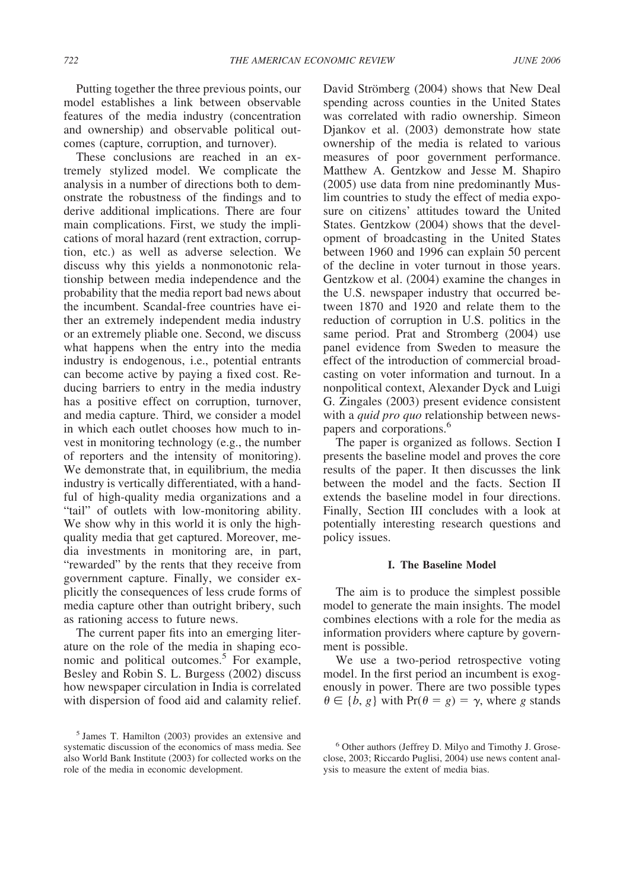Putting together the three previous points, our model establishes a link between observable features of the media industry (concentration and ownership) and observable political outcomes (capture, corruption, and turnover).

These conclusions are reached in an extremely stylized model. We complicate the analysis in a number of directions both to demonstrate the robustness of the findings and to derive additional implications. There are four main complications. First, we study the implications of moral hazard (rent extraction, corruption, etc.) as well as adverse selection. We discuss why this yields a nonmonotonic relationship between media independence and the probability that the media report bad news about the incumbent. Scandal-free countries have either an extremely independent media industry or an extremely pliable one. Second, we discuss what happens when the entry into the media industry is endogenous, i.e., potential entrants can become active by paying a fixed cost. Reducing barriers to entry in the media industry has a positive effect on corruption, turnover, and media capture. Third, we consider a model in which each outlet chooses how much to invest in monitoring technology (e.g., the number of reporters and the intensity of monitoring). We demonstrate that, in equilibrium, the media industry is vertically differentiated, with a handful of high-quality media organizations and a "tail" of outlets with low-monitoring ability. We show why in this world it is only the high-quality media that get captured. Moreover, media investments in monitoring are, in part, "rewarded" by the rents that they receive from government capture. Finally, we consider explicitly the consequences of less crude forms of media capture other than outright bribery, such as rationing access to future news.

The current paper fits into an emerging literature on the role of the media in shaping economic and political outcomes.[5] For example, Besley and Robin S. L. Burgess (2002) discuss how newspaper circulation in India is correlated with dispersion of food aid and calamity relief. David Strömberg (2004) shows that New Deal spending across counties in the United States was correlated with radio ownership. Simeon Djankov et al. (2003) demonstrate how state ownership of the media is related to various measures of poor government performance. Matthew A. Gentzkow and Jesse M. Shapiro (2005) use data from nine predominantly Muslim countries to study the effect of media exposure on citizens' attitudes toward the United States. Gentzkow (2004) shows that the development of broadcasting in the United States between 1960 and 1996 can explain 50 percent of the decline in voter turnout in those years. Gentzkow et al. (2004) examine the changes in the U.S. newspaper industry that occurred between 1870 and 1920 and relate them to the reduction of corruption in U.S. politics in the same period. Prat and Stromberg (2004) use panel evidence from Sweden to measure the effect of the introduction of commercial broadcasting on voter information and turnout. In a nonpolitical context, Alexander Dyck and Luigi G. Zingales (2003) present evidence consistent with a *quid pro quo* relationship between newspapers and corporations.[6]

The paper is organized as follows. Section I presents the baseline model and proves the core results of the paper. It then discusses the link between the model and the facts. Section II extends the baseline model in four directions. Finally, Section III concludes with a look at potentially interesting research questions and policy issues.

## I. The Baseline Model

The aim is to produce the simplest possible model to generate the main insights. The model combines elections with a role for the media as information providers where capture by government is possible.

We use a two-period retrospective voting model. In the first period an incumbent is exogenously in power. There are two possible types $\theta \in \{b, g\}$ with $\Pr(\theta = g) = \gamma$, where $g$ stands

[5] James T. Hamilton (2003) provides an extensive and systematic discussion of the economics of mass media. See also World Bank Institute (2003) for collected works on the role of the media in economic development.

[6] Other authors (Jeffrey D. Milyo and Timothy J. Groseclose, 2003; Riccardo Puglisi, 2004) use news content analysis to measure the extent of media bias.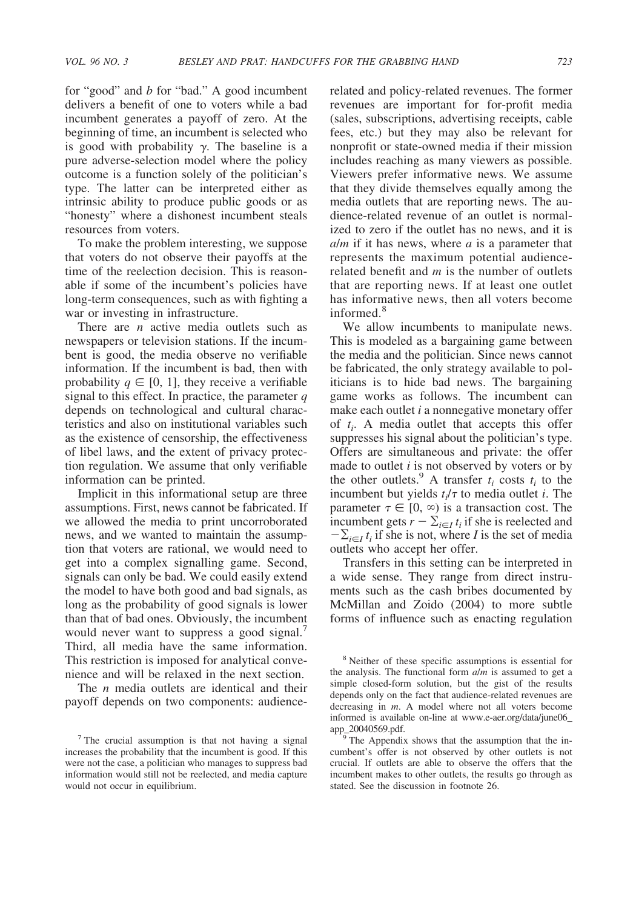for "good" and $b$ for "bad." A good incumbent delivers a benefit of one to voters while a bad incumbent generates a payoff of zero. At the beginning of time, an incumbent is selected who is good with probability $\gamma$. The baseline is a pure adverse-selection model where the policy outcome is a function solely of the politician's type. The latter can be interpreted either as intrinsic ability to produce public goods or as "honesty" where a dishonest incumbent steals resources from voters.

To make the problem interesting, we suppose that voters do not observe their payoffs at the time of the reelection decision. This is reasonable if some of the incumbent's policies have long-term consequences, such as with fighting a war or investing in infrastructure.

There are $n$ active media outlets such as newspapers or television stations. If the incumbent is good, the media observe no verifiable information. If the incumbent is bad, then with probability $q \in [0, 1]$, they receive a verifiable signal to this effect. In practice, the parameter $q$ depends on technological and cultural characteristics and also on institutional variables such as the existence of censorship, the effectiveness of libel laws, and the extent of privacy protection regulation. We assume that only verifiable information can be printed.

Implicit in this informational setup are three assumptions. First, news cannot be fabricated. If we allowed the media to print uncorroborated news, and we wanted to maintain the assumption that voters are rational, we would need to get into a complex signalling game. Second, signals can only be bad. We could easily extend the model to have both good and bad signals, as long as the probability of good signals is lower than that of bad ones. Obviously, the incumbent would never want to suppress a good signal.[7] Third, all media have the same information. This restriction is imposed for analytical convenience and will be relaxed in the next section.

The $n$ media outlets are identical and their payoff depends on two components: audience-related and policy-related revenues. The former revenues are important for for-profit media (sales, subscriptions, advertising receipts, cable fees, etc.) but they may also be relevant for nonprofit or state-owned media if their mission includes reaching as many viewers as possible. Viewers prefer informative news. We assume that they divide themselves equally among the media outlets that are reporting news. The audience-related revenue of an outlet is normalized to zero if the outlet has no news, and it is $a/m$ if it has news, where $a$ is a parameter that represents the maximum potential audience-related benefit and $m$ is the number of outlets that are reporting news. If at least one outlet has informative news, then all voters become informed.[8]

We allow incumbents to manipulate news. This is modeled as a bargaining game between the media and the politician. Since news cannot be fabricated, the only strategy available to politicians is to hide bad news. The bargaining game works as follows. The incumbent can make each outlet $i$ a nonnegative monetary offer of $t_i$. A media outlet that accepts this offer suppresses his signal about the politician's type. Offers are simultaneous and private: the offer made to outlet $i$ is not observed by voters or by the other outlets.[9] A transfer $t_i$ costs $t_i$ to the incumbent but yields $t_i/\tau$ to media outlet $i$. The parameter $\tau \in [0, \infty)$ is a transaction cost. The incumbent gets $r - \sum_{i \in I} t_i$ if she is reelected and $-\sum_{i \in I} t_i$ if she is not, where $I$ is the set of media outlets who accept her offer.

Transfers in this setting can be interpreted in a wide sense. They range from direct instruments such as the cash bribes documented by McMillan and Zoido (2004) to more subtle forms of influence such as enacting regulation

[7] The crucial assumption is that not having a signal increases the probability that the incumbent is good. If this were not the case, a politician who manages to suppress bad information would still not be reelected, and media capture would not occur in equilibrium.

[8] Neither of these specific assumptions is essential for the analysis. The functional form $a/m$ is assumed to get a simple closed-form solution, but the gist of the results depends only on the fact that audience-related revenues are decreasing in $m$. A model where not all voters become informed is available on-line at www.e-aer.org/data/june06_app_20040569.pdf.

[9] The Appendix shows that the assumption that the incumbent's offer is not observed by other outlets is not crucial. If outlets are able to observe the offers that the incumbent makes to other outlets, the results go through as stated. See the discussion in footnote 26.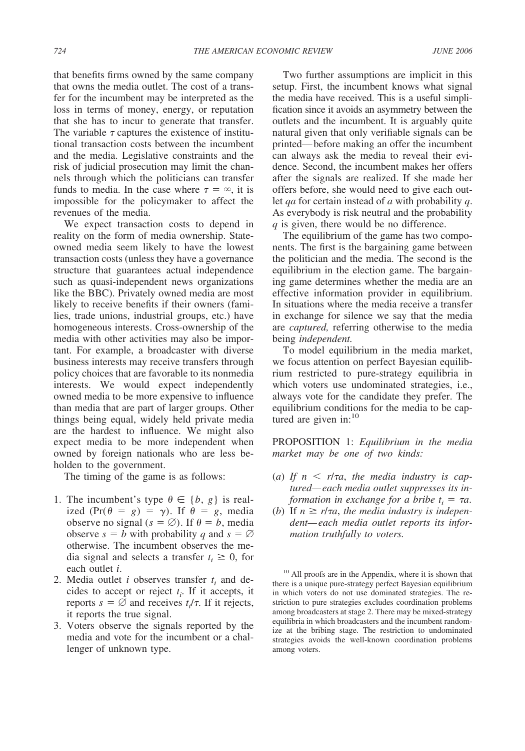that benefits firms owned by the same company that owns the media outlet. The cost of a transfer for the incumbent may be interpreted as the loss in terms of money, energy, or reputation that she has to incur to generate that transfer. The variable $\tau$ captures the existence of institutional transaction costs between the incumbent and the media. Legislative constraints and the risk of judicial prosecution may limit the channels through which the politicians can transfer funds to media. In the case where $\tau = \infty$, it is impossible for the policymaker to affect the revenues of the media.

We expect transaction costs to depend in reality on the form of media ownership. State-owned media seem likely to have the lowest transaction costs (unless they have a governance structure that guarantees actual independence such as quasi-independent news organizations like the BBC). Privately owned media are most likely to receive benefits if their owners (families, trade unions, industrial groups, etc.) have homogeneous interests. Cross-ownership of the media with other activities may also be important. For example, a broadcaster with diverse business interests may receive transfers through policy choices that are favorable to its nonmedia interests. We would expect independently owned media to be more expensive to influence than media that are part of larger groups. Other things being equal, widely held private media are the hardest to influence. We might also expect media to be more independent when owned by foreign nationals who are less beholden to the government.

The timing of the game is as follows:

1. The incumbent's type $\theta \in \{b, g\}$ is realized ($\Pr(\theta = g) = \gamma$). If $\theta = g$, media observe no signal ($s = \varnothing$). If $\theta = b$, media observe $s = b$ with probability $q$ and $s = \varnothing$ otherwise. The incumbent observes the media signal and selects a transfer $t_i \geq 0$, for each outlet $i$.
2. Media outlet $i$ observes transfer $t_i$ and decides to accept or reject $t_i$. If it accepts, it reports $s = \varnothing$ and receives $t_i/\tau$. If it rejects, it reports the true signal.
3. Voters observe the signals reported by the media and vote for the incumbent or a challenger of unknown type.

Two further assumptions are implicit in this setup. First, the incumbent knows what signal the media have received. This is a useful simplification since it avoids an asymmetry between the outlets and the incumbent. It is arguably quite natural given that only verifiable signals can be printed—before making an offer the incumbent can always ask the media to reveal their evidence. Second, the incumbent makes her offers after the signals are realized. If she made her offers before, she would need to give each outlet $qa$ for certain instead of $a$ with probability $q$. As everybody is risk neutral and the probability $q$ is given, there would be no difference.

The equilibrium of the game has two components. The first is the bargaining game between the politician and the media. The second is the equilibrium in the election game. The bargaining game determines whether the media are an effective information provider in equilibrium. In situations where the media receive a transfer in exchange for silence we say that the media are *captured,* referring otherwise to the media being *independent.*

To model equilibrium in the media market, we focus attention on perfect Bayesian equilibrium restricted to pure-strategy equilibria in which voters use undominated strategies, i.e., always vote for the candidate they prefer. The equilibrium conditions for the media to be captured are given in:[10]

PROPOSITION 1: *Equilibrium in the media market may be one of two kinds:*

(*a*) *If $n < r/\tau a$, the media industry is captured—each media outlet suppresses its information in exchange for a bribe $t_i = \tau a$.*
(*b*) If $n \geq r/\tau a$, *the media industry is independent—each media outlet reports its information truthfully to voters.*

[10] All proofs are in the Appendix, where it is shown that there is a unique pure-strategy perfect Bayesian equilibrium in which voters do not use dominated strategies. The restriction to pure strategies excludes coordination problems among broadcasters at stage 2. There may be mixed-strategy equilibria in which broadcasters and the incumbent randomize at the bribing stage. The restriction to undominated strategies avoids the well-known coordination problems among voters.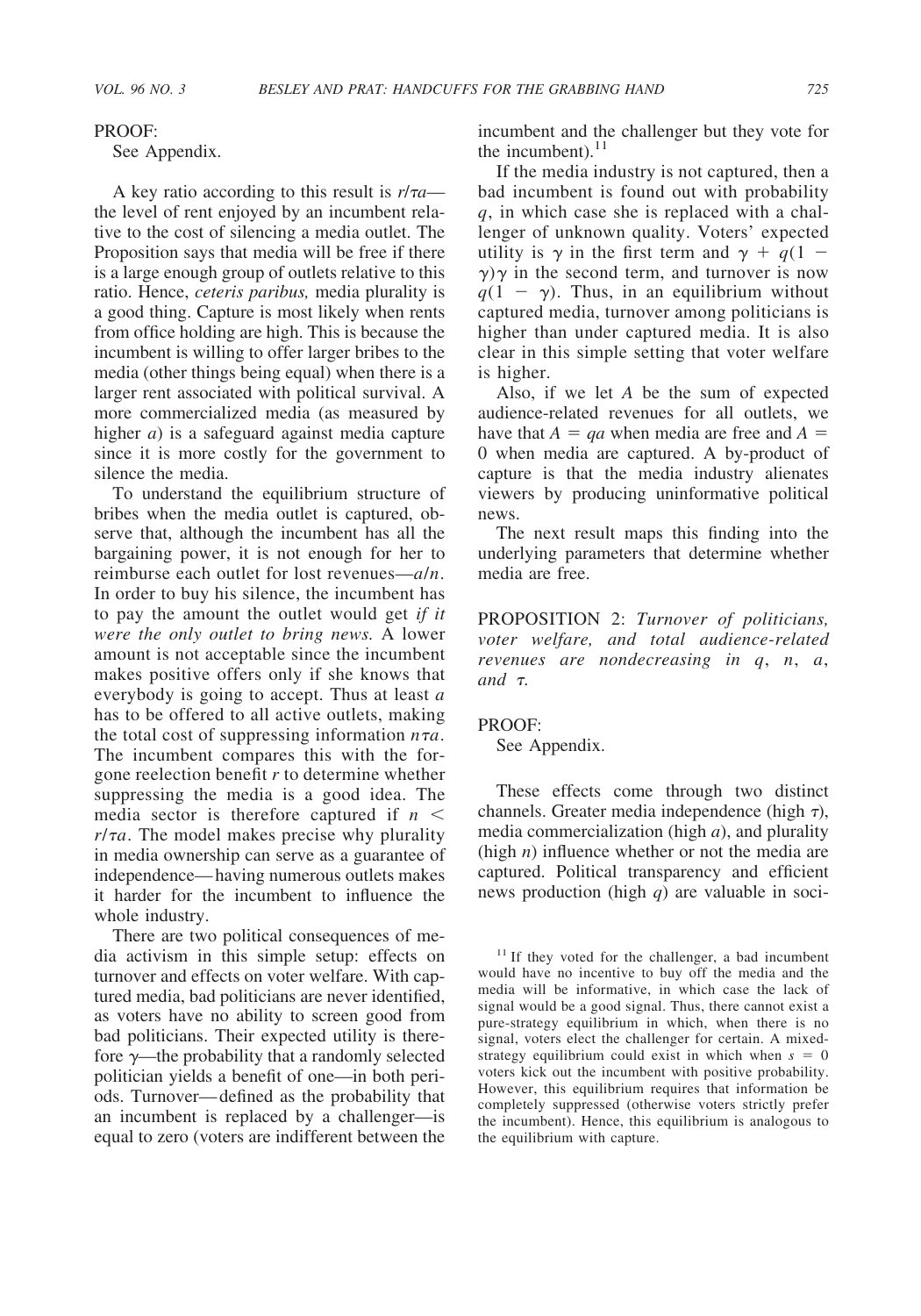PROOF:

See Appendix.

A key ratio according to this result is $r/\tau a$—the level of rent enjoyed by an incumbent relative to the cost of silencing a media outlet. The Proposition says that media will be free if there is a large enough group of outlets relative to this ratio. Hence, *ceteris paribus,* media plurality is a good thing. Capture is most likely when rents from office holding are high. This is because the incumbent is willing to offer larger bribes to the media (other things being equal) when there is a larger rent associated with political survival. A more commercialized media (as measured by higher $a$) is a safeguard against media capture since it is more costly for the government to silence the media.

To understand the equilibrium structure of bribes when the media outlet is captured, observe that, although the incumbent has all the bargaining power, it is not enough for her to reimburse each outlet for lost revenues—$a/n$. In order to buy his silence, the incumbent has to pay the amount the outlet would get *if it were the only outlet to bring news.* A lower amount is not acceptable since the incumbent makes positive offers only if she knows that everybody is going to accept. Thus at least $a$ has to be offered to all active outlets, making the total cost of suppressing information $n\tau a$. The incumbent compares this with the forgone reelection benefit $r$ to determine whether suppressing the media is a good idea. The media sector is therefore captured if $n < r/\tau a$. The model makes precise why plurality in media ownership can serve as a guarantee of independence—having numerous outlets makes it harder for the incumbent to influence the whole industry.

There are two political consequences of media activism in this simple setup: effects on turnover and effects on voter welfare. With captured media, bad politicians are never identified, as voters have no ability to screen good from bad politicians. Their expected utility is therefore $\gamma$—the probability that a randomly selected politician yields a benefit of one—in both periods. Turnover—defined as the probability that an incumbent is replaced by a challenger—is equal to zero (voters are indifferent between the incumbent and the challenger but they vote for the incumbent).[11]

If the media industry is not captured, then a bad incumbent is found out with probability $q$, in which case she is replaced with a challenger of unknown quality. Voters' expected utility is $\gamma$ in the first term and $\gamma + q(1 - \gamma)\gamma$ in the second term, and turnover is now $q(1 - \gamma)$. Thus, in an equilibrium without captured media, turnover among politicians is higher than under captured media. It is also clear in this simple setting that voter welfare is higher.

Also, if we let $A$ be the sum of expected audience-related revenues for all outlets, we have that $A = qa$ when media are free and $A = 0$ when media are captured. A by-product of capture is that the media industry alienates viewers by producing uninformative political news.

The next result maps this finding into the underlying parameters that determine whether media are free.

PROPOSITION 2: *Turnover of politicians, voter welfare, and total audience-related revenues are nondecreasing in* $q$, $n$, $a$, *and* $\tau$.

PROOF:

See Appendix.

These effects come through two distinct channels. Greater media independence (high $\tau$), media commercialization (high $a$), and plurality (high $n$) influence whether or not the media are captured. Political transparency and efficient news production (high $q$) are valuable in soci-

[11] If they voted for the challenger, a bad incumbent would have no incentive to buy off the media and the media will be informative, in which case the lack of signal would be a good signal. Thus, there cannot exist a pure-strategy equilibrium in which, when there is no signal, voters elect the challenger for certain. A mixed-strategy equilibrium could exist in which when $s = 0$ voters kick out the incumbent with positive probability. However, this equilibrium requires that information be completely suppressed (otherwise voters strictly prefer the incumbent). Hence, this equilibrium is analogous to the equilibrium with capture.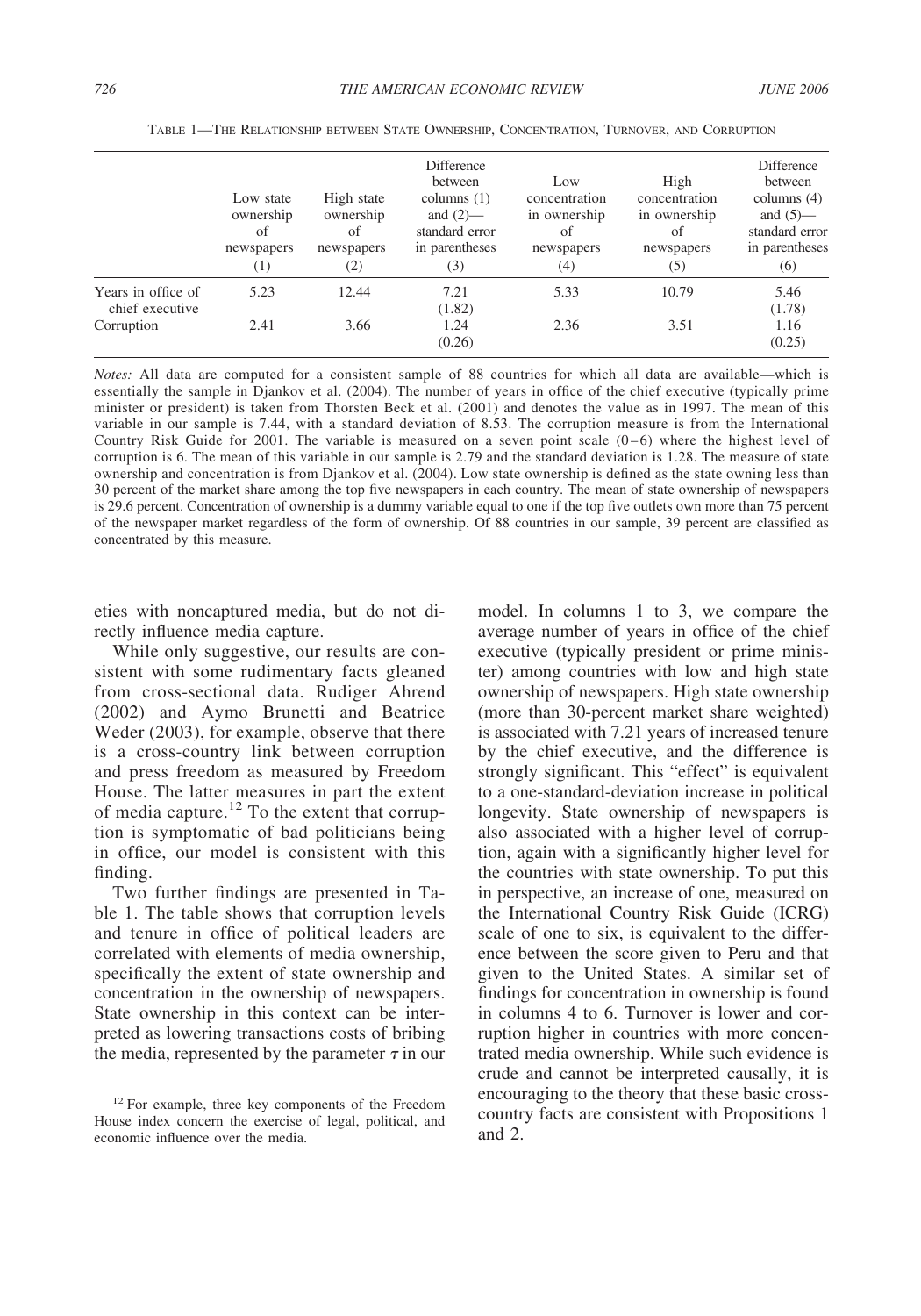TABLE 1—THE RELATIONSHIP BETWEEN STATE OWNERSHIP, CONCENTRATION, TURNOVER, AND CORRUPTION

| | Low state ownership of newspapers (1) | High state ownership of newspapers (2) | Difference between columns (1) and (2)—standard error in parentheses (3) | Low concentration in ownership of newspapers (4) | High concentration in ownership of newspapers (5) | Difference between columns (4) and (5)—standard error in parentheses (6) |
|---|---|---|---|---|---|---|
| Years in office of chief executive | 5.23 | 12.44 | 7.21 (1.82) | 5.33 | 10.79 | 5.46 (1.78) |
| Corruption | 2.41 | 3.66 | 1.24 (0.26) | 2.36 | 3.51 | 1.16 (0.25) |

*Notes:* All data are computed for a consistent sample of 88 countries for which all data are available—which is essentially the sample in Djankov et al. (2004). The number of years in office of the chief executive (typically prime minister or president) is taken from Thorsten Beck et al. (2001) and denotes the value as in 1997. The mean of this variable in our sample is 7.44, with a standard deviation of 8.53. The corruption measure is from the International Country Risk Guide for 2001. The variable is measured on a seven point scale (0–6) where the highest level of corruption is 6. The mean of this variable in our sample is 2.79 and the standard deviation is 1.28. The measure of state ownership and concentration is from Djankov et al. (2004). Low state ownership is defined as the state owning less than 30 percent of the market share among the top five newspapers in each country. The mean of state ownership of newspapers is 29.6 percent. Concentration of ownership is a dummy variable equal to one if the top five outlets own more than 75 percent of the newspaper market regardless of the form of ownership. Of 88 countries in our sample, 39 percent are classified as concentrated by this measure.

eties with noncaptured media, but do not directly influence media capture.

While only suggestive, our results are consistent with some rudimentary facts gleaned from cross-sectional data. Rudiger Ahrend (2002) and Aymo Brunetti and Beatrice Weder (2003), for example, observe that there is a cross-country link between corruption and press freedom as measured by Freedom House. The latter measures in part the extent of media capture.[12] To the extent that corruption is symptomatic of bad politicians being in office, our model is consistent with this finding.

Two further findings are presented in Table 1. The table shows that corruption levels and tenure in office of political leaders are correlated with elements of media ownership, specifically the extent of state ownership and concentration in the ownership of newspapers. State ownership in this context can be interpreted as lowering transactions costs of bribing the media, represented by the parameter $\tau$ in our model. In columns 1 to 3, we compare the average number of years in office of the chief executive (typically president or prime minister) among countries with low and high state ownership of newspapers. High state ownership (more than 30-percent market share weighted) is associated with 7.21 years of increased tenure by the chief executive, and the difference is strongly significant. This "effect" is equivalent to a one-standard-deviation increase in political longevity. State ownership of newspapers is also associated with a higher level of corruption, again with a significantly higher level for the countries with state ownership. To put this in perspective, an increase of one, measured on the International Country Risk Guide (ICRG) scale of one to six, is equivalent to the difference between the score given to Peru and that given to the United States. A similar set of findings for concentration in ownership is found in columns 4 to 6. Turnover is lower and corruption higher in countries with more concentrated media ownership. While such evidence is crude and cannot be interpreted causally, it is encouraging to the theory that these basic cross-country facts are consistent with Propositions 1 and 2.

[12] For example, three key components of the Freedom House index concern the exercise of legal, political, and economic influence over the media.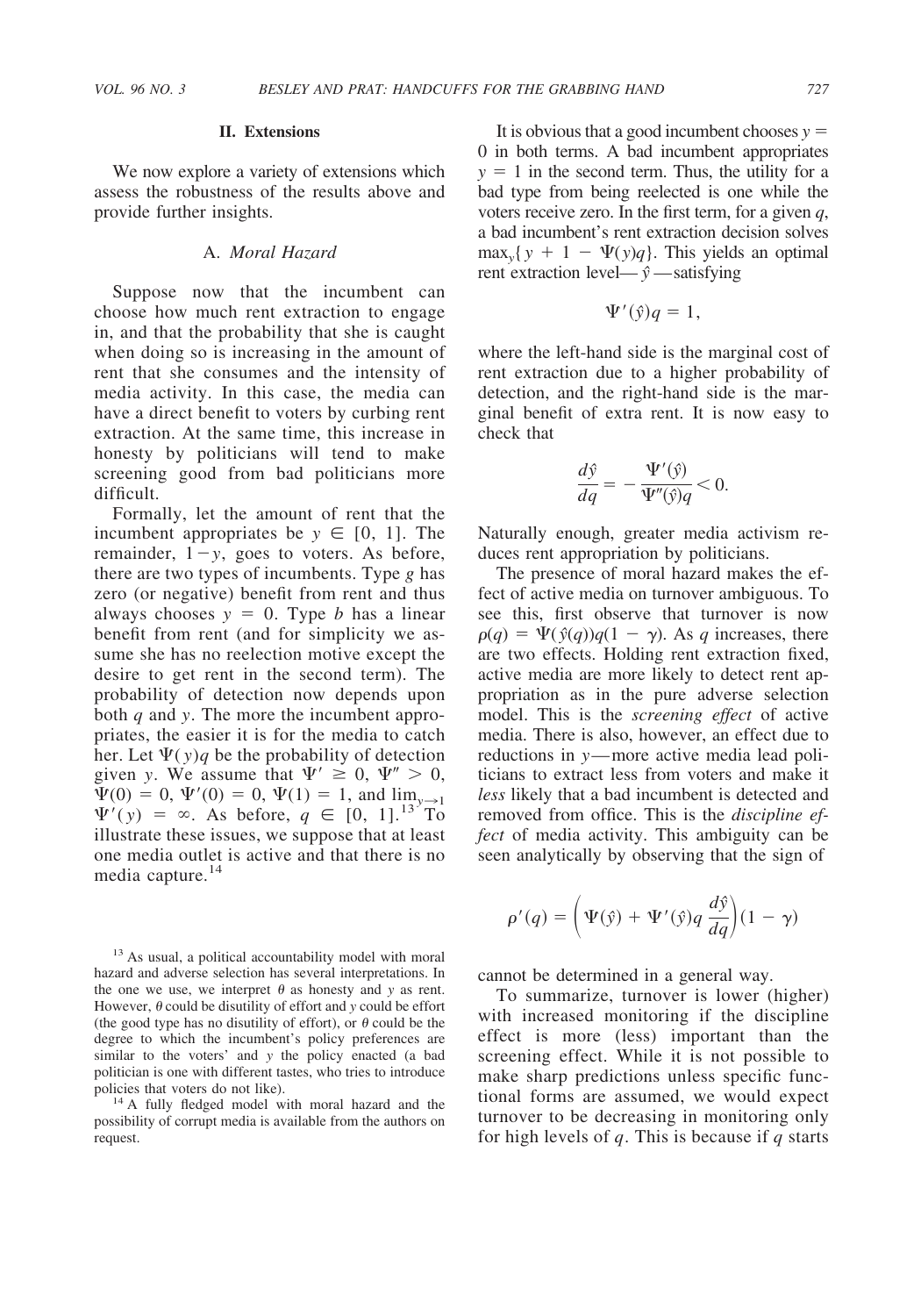## II. Extensions

We now explore a variety of extensions which assess the robustness of the results above and provide further insights.

### A. *Moral Hazard*

Suppose now that the incumbent can choose how much rent extraction to engage in, and that the probability that she is caught when doing so is increasing in the amount of rent that she consumes and the intensity of media activity. In this case, the media can have a direct benefit to voters by curbing rent extraction. At the same time, this increase in honesty by politicians will tend to make screening good from bad politicians more difficult.

Formally, let the amount of rent that the incumbent appropriates be $y \in [0, 1]$. The remainder, $1 - y$, goes to voters. As before, there are two types of incumbents. Type $g$ has zero (or negative) benefit from rent and thus always chooses $y = 0$. Type $b$ has a linear benefit from rent (and for simplicity we assume she has no reelection motive except the desire to get rent in the second term). The probability of detection now depends upon both $q$ and $y$. The more the incumbent appropriates, the easier it is for the media to catch her. Let $\Psi(y)q$ be the probability of detection given $y$. We assume that $\Psi' \geq 0$, $\Psi'' > 0$, $\Psi(0) = 0$, $\Psi'(0) = 0$, $\Psi(1) = 1$, and $\lim_{y \to 1} \Psi'(y) = \infty$. As before, $q \in [0, 1]$.[13] To illustrate these issues, we suppose that at least one media outlet is active and that there is no media capture.[14]

It is obvious that a good incumbent chooses $y = 0$ in both terms. A bad incumbent appropriates $y = 1$ in the second term. Thus, the utility for a bad type from being reelected is one while the voters receive zero. In the first term, for a given $q$, a bad incumbent's rent extraction decision solves $\max_y \{ y + 1 - \Psi(y)q \}$. This yields an optimal rent extraction level— $\hat{y}$ —satisfying

$$\Psi'(\hat{y})q = 1,$$

where the left-hand side is the marginal cost of rent extraction due to a higher probability of detection, and the right-hand side is the marginal benefit of extra rent. It is now easy to check that

$$\frac{d\hat{y}}{dq} = -\frac{\Psi'(\hat{y})}{\Psi''(\hat{y})q} < 0.$$

Naturally enough, greater media activism reduces rent appropriation by politicians.

The presence of moral hazard makes the effect of active media on turnover ambiguous. To see this, first observe that turnover is now $\rho(q) = \Psi(\hat{y}(q))q(1 - \gamma)$. As $q$ increases, there are two effects. Holding rent extraction fixed, active media are more likely to detect rent appropriation as in the pure adverse selection model. This is the *screening effect* of active media. There is also, however, an effect due to reductions in $y$—more active media lead politicians to extract less from voters and make it *less* likely that a bad incumbent is detected and removed from office. This is the *discipline effect* of media activity. This ambiguity can be seen analytically by observing that the sign of

$$\rho'(q) = \left( \Psi(\hat{y}) + \Psi'(\hat{y})q \frac{d\hat{y}}{dq} \right)(1 - \gamma)$$

cannot be determined in a general way.

To summarize, turnover is lower (higher) with increased monitoring if the discipline effect is more (less) important than the screening effect. While it is not possible to make sharp predictions unless specific functional forms are assumed, we would expect turnover to be decreasing in monitoring only for high levels of $q$. This is because if $q$ starts

[13] As usual, a political accountability model with moral hazard and adverse selection has several interpretations. In the one we use, we interpret $\theta$ as honesty and $y$ as rent. However, $\theta$ could be disutility of effort and $y$ could be effort (the good type has no disutility of effort), or $\theta$ could be the degree to which the incumbent's policy preferences are similar to the voters' and $y$ the policy enacted (a bad politician is one with different tastes, who tries to introduce policies that voters do not like).

[14] A fully fledged model with moral hazard and the possibility of corrupt media is available from the authors on request.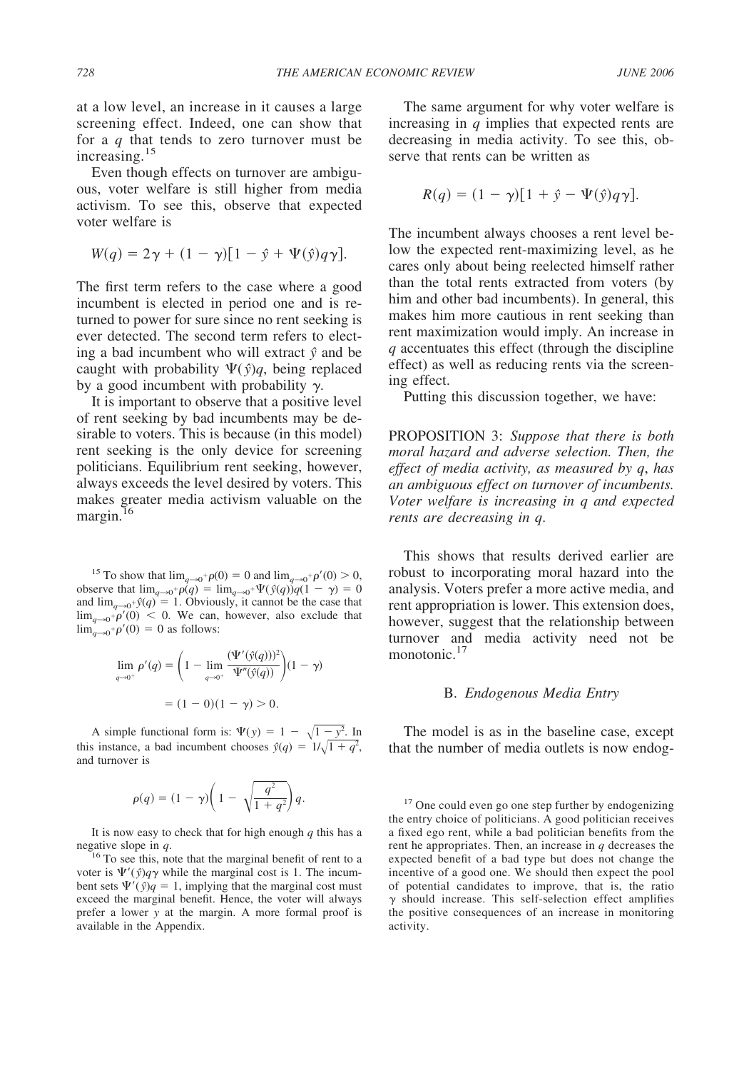at a low level, an increase in it causes a large screening effect. Indeed, one can show that for a $q$ that tends to zero turnover must be increasing.[15]

Even though effects on turnover are ambiguous, voter welfare is still higher from media activism. To see this, observe that expected voter welfare is

$$W(q) = 2\gamma + (1 - \gamma)[1 - \hat{y} + \Psi(\hat{y})q\gamma].$$

The first term refers to the case where a good incumbent is elected in period one and is returned to power for sure since no rent seeking is ever detected. The second term refers to electing a bad incumbent who will extract $\hat{y}$ and be caught with probability $\Psi(\hat{y})q$, being replaced by a good incumbent with probability $\gamma$.

It is important to observe that a positive level of rent seeking by bad incumbents may be desirable to voters. This is because (in this model) rent seeking is the only device for screening politicians. Equilibrium rent seeking, however, always exceeds the level desired by voters. This makes greater media activism valuable on the margin.[16]

The same argument for why voter welfare is increasing in $q$ implies that expected rents are decreasing in media activity. To see this, observe that rents can be written as

$$R(q) = (1 - \gamma)[1 + \hat{y} - \Psi(\hat{y})q\gamma].$$

The incumbent always chooses a rent level below the expected rent-maximizing level, as he cares only about being reelected himself rather than the total rents extracted from voters (by him and other bad incumbents). In general, this makes him more cautious in rent seeking than rent maximization would imply. An increase in $q$ accentuates this effect (through the discipline effect) as well as reducing rents via the screening effect.

Putting this discussion together, we have:

PROPOSITION 3: *Suppose that there is both moral hazard and adverse selection. Then, the effect of media activity, as measured by $q$, has an ambiguous effect on turnover of incumbents. Voter welfare is increasing in $q$ and expected rents are decreasing in $q$.*

This shows that results derived earlier are robust to incorporating moral hazard into the analysis. Voters prefer a more active media, and rent appropriation is lower. This extension does, however, suggest that the relationship between turnover and media activity need not be monotonic.[17]

## B. *Endogenous Media Entry*

The model is as in the baseline case, except that the number of media outlets is now endog-

---

[15] To show that $\lim_{q\to 0^+}\rho(0) = 0$ and $\lim_{q\to 0^+}\rho'(0) > 0$, observe that $\lim_{q\to 0^+}\rho(q) = \lim_{q\to 0^+}\Psi(\hat{y}(q))q(1 - \gamma) = 0$ and $\lim_{q\to 0^+}\hat{y}(q) = 1$. Obviously, it cannot be the case that $\lim_{q\to 0^+}\rho'(0) < 0$. We can, however, also exclude that $\lim_{q\to 0^+}\rho'(0) = 0$ as follows:

$$\lim_{q\to 0^+}\rho'(q) = \left(1 - \lim_{q\to 0^+}\frac{(\Psi'(\hat{y}(q)))^2}{\Psi''(\hat{y}(q))}\right)(1 - \gamma)$$

$$= (1 - 0)(1 - \gamma) > 0.$$

A simple functional form is: $\Psi(y) = 1 - \sqrt{1 - y^2}$. In this instance, a bad incumbent chooses $\hat{y}(q) = 1/\sqrt{1 + q^2}$, and turnover is

$$\rho(q) = (1 - \gamma)\left(1 - \sqrt{\frac{q^2}{1 + q^2}}\right)q.$$

It is now easy to check that for high enough $q$ this has a negative slope in $q$.

[16] To see this, note that the marginal benefit of rent to a voter is $\Psi'(\hat{y})q\gamma$ while the marginal cost is 1. The incumbent sets $\Psi'(\hat{y})q = 1$, implying that the marginal cost must exceed the marginal benefit. Hence, the voter will always prefer a lower $y$ at the margin. A more formal proof is available in the Appendix.

[17] One could even go one step further by endogenizing the entry choice of politicians. A good politician receives a fixed ego rent, while a bad politician benefits from the rent he appropriates. Then, an increase in $q$ decreases the expected benefit of a bad type but does not change the incentive of a good one. We should then expect the pool of potential candidates to improve, that is, the ratio $\gamma$ should increase. This self-selection effect amplifies the positive consequences of an increase in monitoring activity.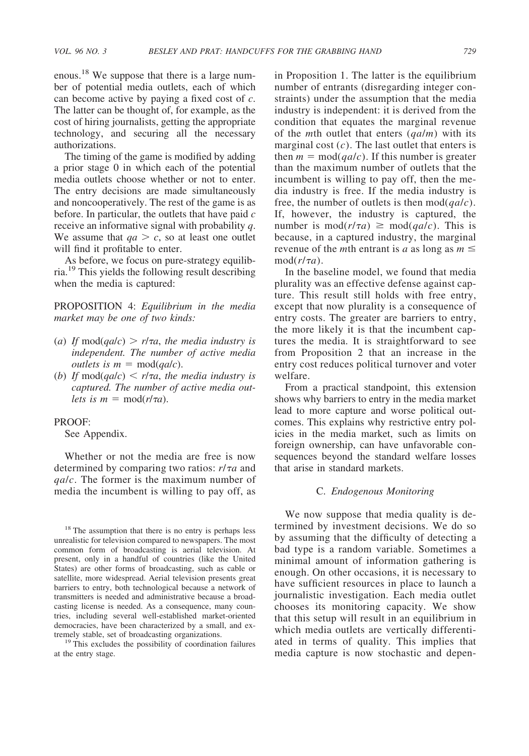enous.[18] We suppose that there is a large number of potential media outlets, each of which can become active by paying a fixed cost of $c$. The latter can be thought of, for example, as the cost of hiring journalists, getting the appropriate technology, and securing all the necessary authorizations.

The timing of the game is modified by adding a prior stage 0 in which each of the potential media outlets choose whether or not to enter. The entry decisions are made simultaneously and noncooperatively. The rest of the game is as before. In particular, the outlets that have paid $c$ receive an informative signal with probability $q$. We assume that $qa > c$, so at least one outlet will find it profitable to enter.

As before, we focus on pure-strategy equilibria.[19] This yields the following result describing when the media is captured:

PROPOSITION 4: *Equilibrium in the media market may be one of two kinds:*

(*a*) *If* $\mathrm{mod}(qa/c) > r/\tau a$, *the media industry is independent. The number of active media outlets is* $m = \mathrm{mod}(qa/c)$.

(*b*) *If* $\mathrm{mod}(qa/c) < r/\tau a$, *the media industry is captured. The number of active media outlets is* $m = \mathrm{mod}(r/\tau a)$.

PROOF:

See Appendix.

Whether or not the media are free is now determined by comparing two ratios: $r/\tau a$ and $qa/c$. The former is the maximum number of media the incumbent is willing to pay off, as in Proposition 1. The latter is the equilibrium number of entrants (disregarding integer constraints) under the assumption that the media industry is independent: it is derived from the condition that equates the marginal revenue of the $m$th outlet that enters ($qa/m$) with its marginal cost ($c$). The last outlet that enters is then $m = \mathrm{mod}(qa/c)$. If this number is greater than the maximum number of outlets that the incumbent is willing to pay off, then the media industry is free. If the media industry is free, the number of outlets is then $\mathrm{mod}(qa/c)$. If, however, the industry is captured, the number is $\mathrm{mod}(r/\tau a) \geq \mathrm{mod}(qa/c)$. This is because, in a captured industry, the marginal revenue of the $m$th entrant is $a$ as long as $m \leq \mathrm{mod}(r/\tau a)$.

In the baseline model, we found that media plurality was an effective defense against capture. This result still holds with free entry, except that now plurality is a consequence of entry costs. The greater are barriers to entry, the more likely it is that the incumbent captures the media. It is straightforward to see from Proposition 2 that an increase in the entry cost reduces political turnover and voter welfare.

From a practical standpoint, this extension shows why barriers to entry in the media market lead to more capture and worse political outcomes. This explains why restrictive entry policies in the media market, such as limits on foreign ownership, can have unfavorable consequences beyond the standard welfare losses that arise in standard markets.

### C. *Endogenous Monitoring*

We now suppose that media quality is determined by investment decisions. We do so by assuming that the difficulty of detecting a bad type is a random variable. Sometimes a minimal amount of information gathering is enough. On other occasions, it is necessary to have sufficient resources in place to launch a journalistic investigation. Each media outlet chooses its monitoring capacity. We show that this setup will result in an equilibrium in which media outlets are vertically differentiated in terms of quality. This implies that media capture is now stochastic and depen-

[18] The assumption that there is no entry is perhaps less unrealistic for television compared to newspapers. The most common form of broadcasting is aerial television. At present, only in a handful of countries (like the United States) are other forms of broadcasting, such as cable or satellite, more widespread. Aerial television presents great barriers to entry, both technological because a network of transmitters is needed and administrative because a broadcasting license is needed. As a consequence, many countries, including several well-established market-oriented democracies, have been characterized by a small, and extremely stable, set of broadcasting organizations.

[19] This excludes the possibility of coordination failures at the entry stage.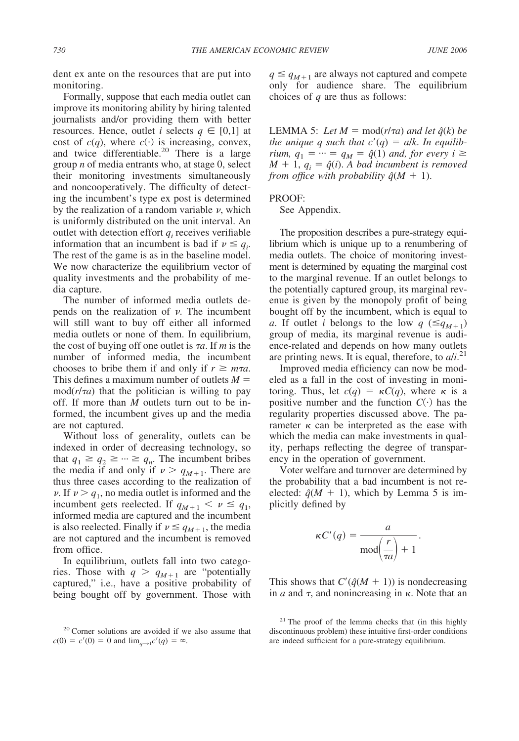dent ex ante on the resources that are put into monitoring.

Formally, suppose that each media outlet can improve its monitoring ability by hiring talented journalists and/or providing them with better resources. Hence, outlet $i$ selects $q \in [0,1]$ at cost of $c(q)$, where $c(\cdot)$ is increasing, convex, and twice differentiable.[20] There is a large group $n$ of media entrants who, at stage 0, select their monitoring investments simultaneously and noncooperatively. The difficulty of detecting the incumbent's type ex post is determined by the realization of a random variable $\nu$, which is uniformly distributed on the unit interval. An outlet with detection effort $q_i$ receives verifiable information that an incumbent is bad if $\nu \leq q_i$. The rest of the game is as in the baseline model. We now characterize the equilibrium vector of quality investments and the probability of media capture.

The number of informed media outlets depends on the realization of $\nu$. The incumbent will still want to buy off either all informed media outlets or none of them. In equilibrium, the cost of buying off one outlet is $\tau a$. If $m$ is the number of informed media, the incumbent chooses to bribe them if and only if $r \geq m\tau a$. This defines a maximum number of outlets $M = \text{mod}(r/\tau a)$ that the politician is willing to pay off. If more than $M$ outlets turn out to be informed, the incumbent gives up and the media are not captured.

Without loss of generality, outlets can be indexed in order of decreasing technology, so that $q_1 \geq q_2 \geq \cdots \geq q_n$. The incumbent bribes the media if and only if $\nu > q_{M+1}$. There are thus three cases according to the realization of $\nu$. If $\nu > q_1$, no media outlet is informed and the incumbent gets reelected. If $q_{M+1} < \nu \leq q_1$, informed media are captured and the incumbent is also reelected. Finally if $\nu \leq q_{M+1}$, the media are not captured and the incumbent is removed from office.

In equilibrium, outlets fall into two categories. Those with $q > q_{M+1}$ are "potentially captured," i.e., have a positive probability of being bought off by government. Those with $q \leq q_{M+1}$ are always not captured and compete only for audience share. The equilibrium choices of $q$ are thus as follows:

LEMMA 5: *Let $M = \text{mod}(r/\tau a)$ and let $\hat{q}(k)$ be the unique $q$ such that $c'(q) = a/k$. In equilibrium, $q_1 = \cdots = q_M = \hat{q}(1)$ and, for every $i \geq M + 1$, $q_i = \hat{q}(i)$. A bad incumbent is removed from office with probability $\hat{q}(M + 1)$.*

PROOF:

See Appendix.

The proposition describes a pure-strategy equilibrium which is unique up to a renumbering of media outlets. The choice of monitoring investment is determined by equating the marginal cost to the marginal revenue. If an outlet belongs to the potentially captured group, its marginal revenue is given by the monopoly profit of being bought off by the incumbent, which is equal to $a$. If outlet $i$ belongs to the low $q$ ($\leq q_{M+1}$) group of media, its marginal revenue is audience-related and depends on how many outlets are printing news. It is equal, therefore, to $a/i$.[21]

Improved media efficiency can now be modeled as a fall in the cost of investing in monitoring. Thus, let $c(q) = \kappa C(q)$, where $\kappa$ is a positive number and the function $C(\cdot)$ has the regularity properties discussed above. The parameter $\kappa$ can be interpreted as the ease with which the media can make investments in quality, perhaps reflecting the degree of transparency in the operation of government.

Voter welfare and turnover are determined by the probability that a bad incumbent is not reelected: $\hat{q}(M + 1)$, which by Lemma 5 is implicitly defined by

$$\kappa C'(q) = \frac{a}{\text{mod}\left(\frac{r}{\tau a}\right) + 1}.$$

This shows that $C'(\hat{q}(M + 1))$ is nondecreasing in $a$ and $\tau$, and nonincreasing in $\kappa$. Note that an

[20] Corner solutions are avoided if we also assume that $c(0) = c'(0) = 0$ and $\lim_{q\to 1} c'(q) = \infty$.

[21] The proof of the lemma checks that (in this highly discontinuous problem) these intuitive first-order conditions are indeed sufficient for a pure-strategy equilibrium.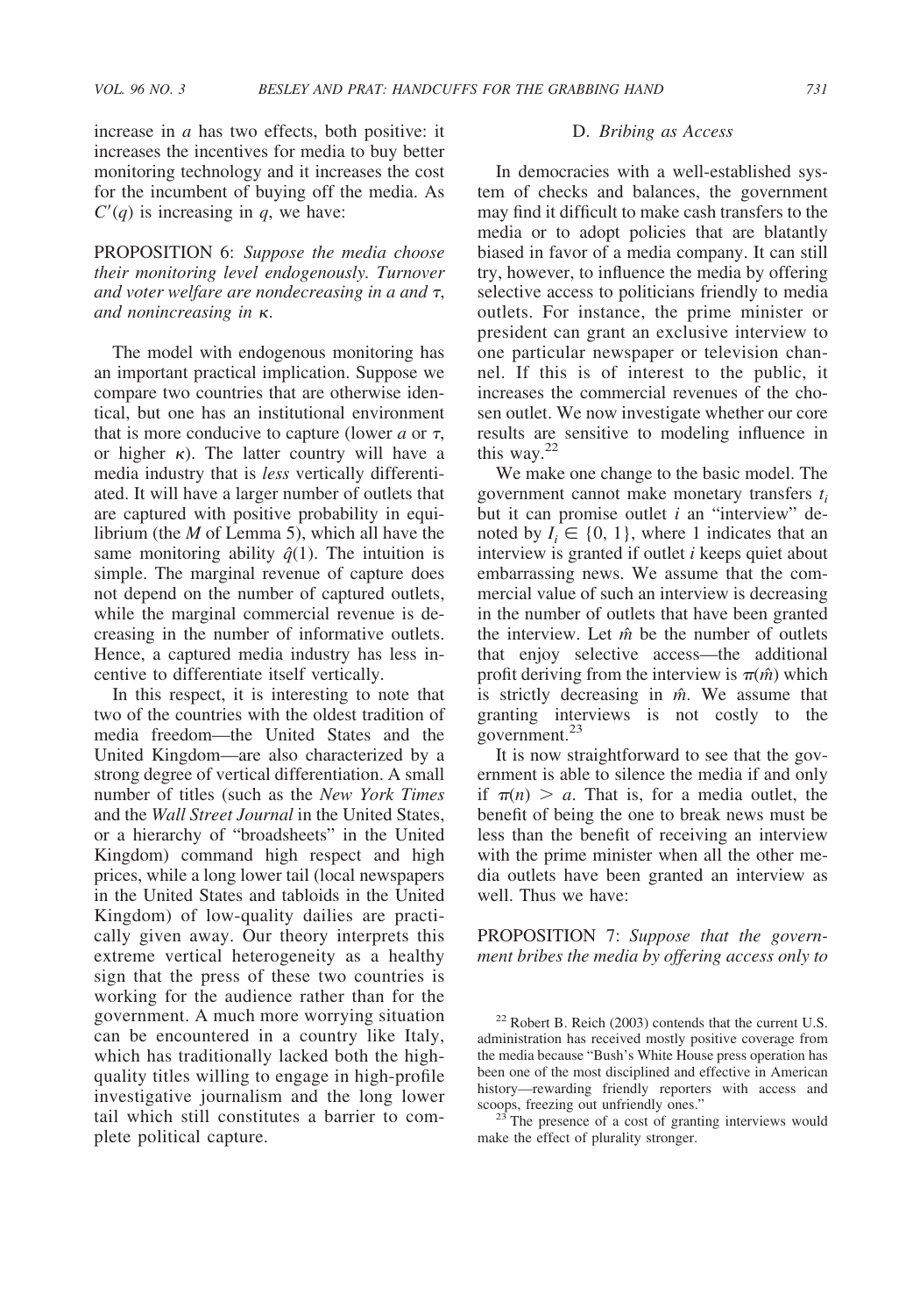increase in $a$ has two effects, both positive: it increases the incentives for media to buy better monitoring technology and it increases the cost for the incumbent of buying off the media. As $C'(q)$ is increasing in $q$, we have:

PROPOSITION 6: *Suppose the media choose their monitoring level endogenously. Turnover and voter welfare are nondecreasing in $a$ and $\tau$, and nonincreasing in $\kappa$.*

The model with endogenous monitoring has an important practical implication. Suppose we compare two countries that are otherwise identical, but one has an institutional environment that is more conducive to capture (lower $a$ or $\tau$, or higher $\kappa$). The latter country will have a media industry that is *less* vertically differentiated. It will have a larger number of outlets that are captured with positive probability in equilibrium (the $M$ of Lemma 5), which all have the same monitoring ability $\hat{q}(1)$. The intuition is simple. The marginal revenue of capture does not depend on the number of captured outlets, while the marginal commercial revenue is decreasing in the number of informative outlets. Hence, a captured media industry has less incentive to differentiate itself vertically.

In this respect, it is interesting to note that two of the countries with the oldest tradition of media freedom—the United States and the United Kingdom—are also characterized by a strong degree of vertical differentiation. A small number of titles (such as the *New York Times* and the *Wall Street Journal* in the United States, or a hierarchy of "broadsheets" in the United Kingdom) command high respect and high prices, while a long lower tail (local newspapers in the United States and tabloids in the United Kingdom) of low-quality dailies are practically given away. Our theory interprets this extreme vertical heterogeneity as a healthy sign that the press of these two countries is working for the audience rather than for the government. A much more worrying situation can be encountered in a country like Italy, which has traditionally lacked both the high-quality titles willing to engage in high-profile investigative journalism and the long lower tail which still constitutes a barrier to complete political capture.

### D. *Bribing as Access*

In democracies with a well-established system of checks and balances, the government may find it difficult to make cash transfers to the media or to adopt policies that are blatantly biased in favor of a media company. It can still try, however, to influence the media by offering selective access to politicians friendly to media outlets. For instance, the prime minister or president can grant an exclusive interview to one particular newspaper or television channel. If this is of interest to the public, it increases the commercial revenues of the chosen outlet. We now investigate whether our core results are sensitive to modeling influence in this way.[22]

We make one change to the basic model. The government cannot make monetary transfers $t_i$ but it can promise outlet $i$ an "interview" denoted by $I_i \in \{0, 1\}$, where 1 indicates that an interview is granted if outlet $i$ keeps quiet about embarrassing news. We assume that the commercial value of such an interview is decreasing in the number of outlets that have been granted the interview. Let $\hat{m}$ be the number of outlets that enjoy selective access—the additional profit deriving from the interview is $\pi(\hat{m})$ which is strictly decreasing in $\hat{m}$. We assume that granting interviews is not costly to the government.[23]

It is now straightforward to see that the government is able to silence the media if and only if $\pi(n) > a$. That is, for a media outlet, the benefit of being the one to break news must be less than the benefit of receiving an interview with the prime minister when all the other media outlets have been granted an interview as well. Thus we have:

PROPOSITION 7: *Suppose that the government bribes the media by offering access only to*

[22] Robert B. Reich (2003) contends that the current U.S. administration has received mostly positive coverage from the media because "Bush's White House press operation has been one of the most disciplined and effective in American history—rewarding friendly reporters with access and scoops, freezing out unfriendly ones."

[23] The presence of a cost of granting interviews would make the effect of plurality stronger.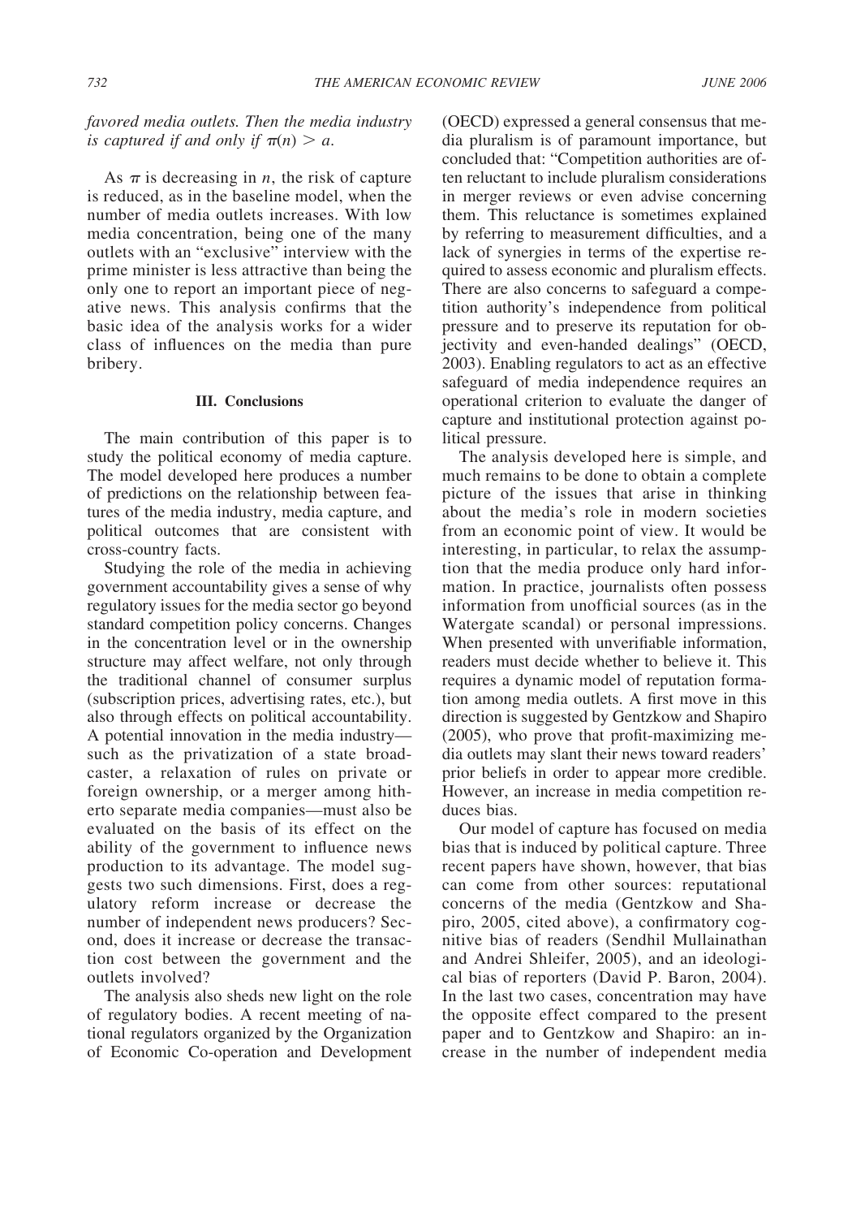*favored media outlets. Then the media industry is captured if and only if* $\pi(n) > a$.

As $\pi$ is decreasing in $n$, the risk of capture is reduced, as in the baseline model, when the number of media outlets increases. With low media concentration, being one of the many outlets with an "exclusive" interview with the prime minister is less attractive than being the only one to report an important piece of negative news. This analysis confirms that the basic idea of the analysis works for a wider class of influences on the media than pure bribery.

### III. Conclusions

The main contribution of this paper is to study the political economy of media capture. The model developed here produces a number of predictions on the relationship between features of the media industry, media capture, and political outcomes that are consistent with cross-country facts.

Studying the role of the media in achieving government accountability gives a sense of why regulatory issues for the media sector go beyond standard competition policy concerns. Changes in the concentration level or in the ownership structure may affect welfare, not only through the traditional channel of consumer surplus (subscription prices, advertising rates, etc.), but also through effects on political accountability. A potential innovation in the media industry—such as the privatization of a state broadcaster, a relaxation of rules on private or foreign ownership, or a merger among hitherto separate media companies—must also be evaluated on the basis of its effect on the ability of the government to influence news production to its advantage. The model suggests two such dimensions. First, does a regulatory reform increase or decrease the number of independent news producers? Second, does it increase or decrease the transaction cost between the government and the outlets involved?

The analysis also sheds new light on the role of regulatory bodies. A recent meeting of national regulators organized by the Organization of Economic Co-operation and Development (OECD) expressed a general consensus that media pluralism is of paramount importance, but concluded that: "Competition authorities are often reluctant to include pluralism considerations in merger reviews or even advise concerning them. This reluctance is sometimes explained by referring to measurement difficulties, and a lack of synergies in terms of the expertise required to assess economic and pluralism effects. There are also concerns to safeguard a competition authority's independence from political pressure and to preserve its reputation for objectivity and even-handed dealings" (OECD, 2003). Enabling regulators to act as an effective safeguard of media independence requires an operational criterion to evaluate the danger of capture and institutional protection against political pressure.

The analysis developed here is simple, and much remains to be done to obtain a complete picture of the issues that arise in thinking about the media's role in modern societies from an economic point of view. It would be interesting, in particular, to relax the assumption that the media produce only hard information. In practice, journalists often possess information from unofficial sources (as in the Watergate scandal) or personal impressions. When presented with unverifiable information, readers must decide whether to believe it. This requires a dynamic model of reputation formation among media outlets. A first move in this direction is suggested by Gentzkow and Shapiro (2005), who prove that profit-maximizing media outlets may slant their news toward readers' prior beliefs in order to appear more credible. However, an increase in media competition reduces bias.

Our model of capture has focused on media bias that is induced by political capture. Three recent papers have shown, however, that bias can come from other sources: reputational concerns of the media (Gentzkow and Shapiro, 2005, cited above), a confirmatory cognitive bias of readers (Sendhil Mullainathan and Andrei Shleifer, 2005), and an ideological bias of reporters (David P. Baron, 2004). In the last two cases, concentration may have the opposite effect compared to the present paper and to Gentzkow and Shapiro: an increase in the number of independent media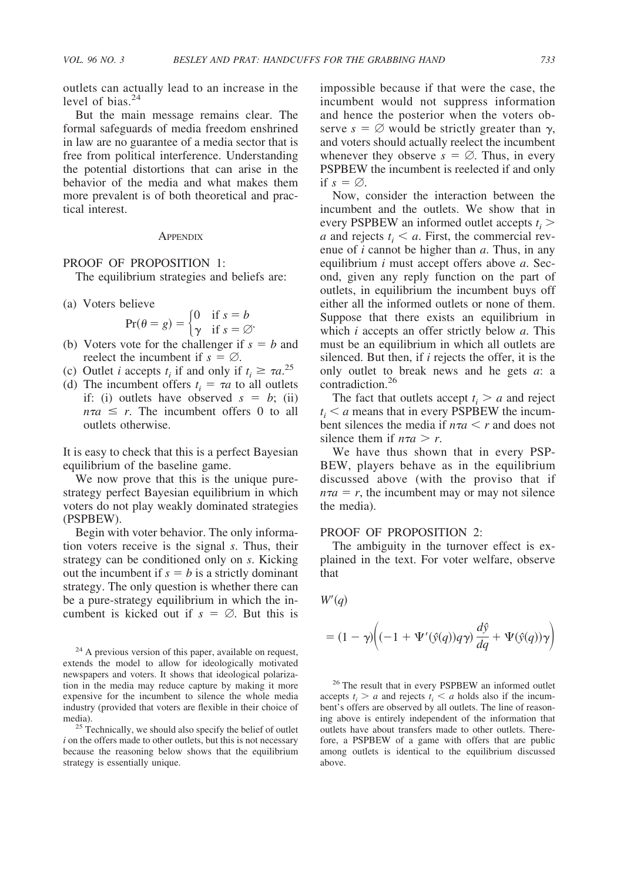outlets can actually lead to an increase in the level of bias.[24]

But the main message remains clear. The formal safeguards of media freedom enshrined in law are no guarantee of a media sector that is free from political interference. Understanding the potential distortions that can arise in the behavior of the media and what makes them more prevalent is of both theoretical and practical interest.

## APPENDIX

### PROOF OF PROPOSITION 1:

The equilibrium strategies and beliefs are:

(a) Voters believe
$$\Pr(\theta = g) = \begin{cases} 0 & \text{if } s = b \\ \gamma & \text{if } s = \varnothing \end{cases}.$$

(b) Voters vote for the challenger if $s = b$ and reelect the incumbent if $s = \varnothing$.

(c) Outlet $i$ accepts $t_i$ if and only if $t_i \geq \tau a$.[25]

(d) The incumbent offers $t_i = \tau a$ to all outlets if: (i) outlets have observed $s = b$; (ii) $n\tau a \leq r$. The incumbent offers 0 to all outlets otherwise.

It is easy to check that this is a perfect Bayesian equilibrium of the baseline game.

We now prove that this is the unique pure-strategy perfect Bayesian equilibrium in which voters do not play weakly dominated strategies (PSPBEW).

Begin with voter behavior. The only information voters receive is the signal $s$. Thus, their strategy can be conditioned only on $s$. Kicking out the incumbent if $s = b$ is a strictly dominant strategy. The only question is whether there can be a pure-strategy equilibrium in which the incumbent is kicked out if $s = \varnothing$. But this is impossible because if that were the case, the incumbent would not suppress information and hence the posterior when the voters observe $s = \varnothing$ would be strictly greater than $\gamma$, and voters should actually reelect the incumbent whenever they observe $s = \varnothing$. Thus, in every PSPBEW the incumbent is reelected if and only if $s = \varnothing$.

Now, consider the interaction between the incumbent and the outlets. We show that in every PSPBEW an informed outlet accepts $t_i > a$ and rejects $t_i < a$. First, the commercial revenue of $i$ cannot be higher than $a$. Thus, in any equilibrium $i$ must accept offers above $a$. Second, given any reply function on the part of outlets, in equilibrium the incumbent buys off either all the informed outlets or none of them. Suppose that there exists an equilibrium in which $i$ accepts an offer strictly below $a$. This must be an equilibrium in which all outlets are silenced. But then, if $i$ rejects the offer, it is the only outlet to break news and he gets $a$: a contradiction.[26]

The fact that outlets accept $t_i > a$ and reject $t_i < a$ means that in every PSPBEW the incumbent silences the media if $n\tau a < r$ and does not silence them if $n\tau a > r$.

We have thus shown that in every PSPBEW, players behave as in the equilibrium discussed above (with the proviso that if $n\tau a = r$, the incumbent may or may not silence the media).

### PROOF OF PROPOSITION 2:

The ambiguity in the turnover effect is explained in the text. For voter welfare, observe that

$$W'(q) = (1 - \gamma)\left((-1 + \Psi'(\hat{y}(q))q\gamma)\frac{d\hat{y}}{dq} + \Psi(\hat{y}(q))\gamma\right)$$

---

[24] A previous version of this paper, available on request, extends the model to allow for ideologically motivated newspapers and voters. It shows that ideological polarization in the media may reduce capture by making it more expensive for the incumbent to silence the whole media industry (provided that voters are flexible in their choice of media).

[25] Technically, we should also specify the belief of outlet $i$ on the offers made to other outlets, but this is not necessary because the reasoning below shows that the equilibrium strategy is essentially unique.

[26] The result that in every PSPBEW an informed outlet accepts $t_i > a$ and rejects $t_i < a$ holds also if the incumbent's offers are observed by all outlets. The line of reasoning above is entirely independent of the information that outlets have about transfers made to other outlets. Therefore, a PSPBEW of a game with offers that are public among outlets is identical to the equilibrium discussed above.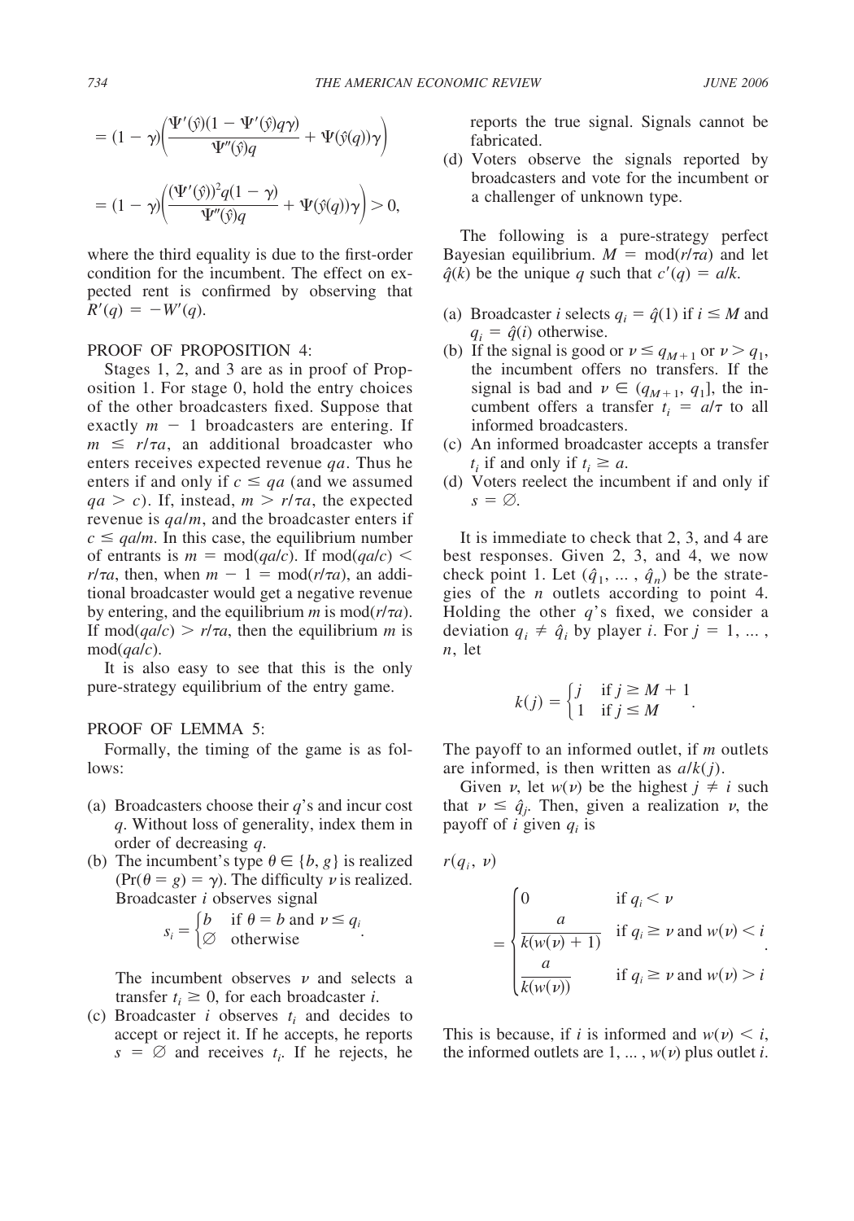$$= (1-\gamma)\left(\frac{\Psi'(\hat{y})(1-\Psi'(\hat{y})q\gamma)}{\Psi''(\hat{y})q} + \Psi(\hat{y}(q))\gamma\right)$$

$$= (1-\gamma)\left(\frac{(\Psi'(\hat{y}))^2 q(1-\gamma)}{\Psi''(\hat{y})q} + \Psi(\hat{y}(q))\gamma\right) > 0,$$

where the third equality is due to the first-order condition for the incumbent. The effect on expected rent is confirmed by observing that $R'(q) = -W'(q)$.

PROOF OF PROPOSITION 4:

Stages 1, 2, and 3 are as in proof of Proposition 1. For stage 0, hold the entry choices of the other broadcasters fixed. Suppose that exactly $m - 1$ broadcasters are entering. If $m \leq r/\tau a$, an additional broadcaster who enters receives expected revenue $qa$. Thus he enters if and only if $c \leq qa$ (and we assumed $qa > c$). If, instead, $m > r/\tau a$, the expected revenue is $qa/m$, and the broadcaster enters if $c \leq qa/m$. In this case, the equilibrium number of entrants is $m = \text{mod}(qa/c)$. If $\text{mod}(qa/c) < r/\tau a$, then, when $m - 1 = \text{mod}(r/\tau a)$, an additional broadcaster would get a negative revenue by entering, and the equilibrium $m$ is $\text{mod}(r/\tau a)$. If $\text{mod}(qa/c) > r/\tau a$, then the equilibrium $m$ is $\text{mod}(qa/c)$.

It is also easy to see that this is the only pure-strategy equilibrium of the entry game.

PROOF OF LEMMA 5:

Formally, the timing of the game is as follows:

(a) Broadcasters choose their $q$'s and incur cost $q$. Without loss of generality, index them in order of decreasing $q$.

(b) The incumbent's type $\theta \in \{b, g\}$ is realized ($\Pr(\theta = g) = \gamma$). The difficulty $\nu$ is realized. Broadcaster $i$ observes signal

$$s_i = \begin{cases} b & \text{if } \theta = b \text{ and } \nu \leq q_i \\ \varnothing & \text{otherwise} \end{cases}.$$

The incumbent observes $\nu$ and selects a transfer $t_i \geq 0$, for each broadcaster $i$.

(c) Broadcaster $i$ observes $t_i$ and decides to accept or reject it. If he accepts, he reports $s = \varnothing$ and receives $t_i$. If he rejects, he reports the true signal. Signals cannot be fabricated.

(d) Voters observe the signals reported by broadcasters and vote for the incumbent or a challenger of unknown type.

The following is a pure-strategy perfect Bayesian equilibrium. $M = \text{mod}(r/\tau a)$ and let $\hat{q}(k)$ be the unique $q$ such that $c'(q) = a/k$.

(a) Broadcaster $i$ selects $q_i = \hat{q}(1)$ if $i \leq M$ and $q_i = \hat{q}(i)$ otherwise.

(b) If the signal is good or $\nu \leq q_{M+1}$ or $\nu > q_1$, the incumbent offers no transfers. If the signal is bad and $\nu \in (q_{M+1}, q_1]$, the incumbent offers a transfer $t_i = a/\tau$ to all informed broadcasters.

(c) An informed broadcaster accepts a transfer $t_i$ if and only if $t_i \geq a$.

(d) Voters reelect the incumbent if and only if $s = \varnothing$.

It is immediate to check that 2, 3, and 4 are best responses. Given 2, 3, and 4, we now check point 1. Let $(\hat{q}_1, \ldots, \hat{q}_n)$ be the strategies of the $n$ outlets according to point 4. Holding the other $q$'s fixed, we consider a deviation $q_i \neq \hat{q}_i$ by player $i$. For $j = 1, \ldots, n$, let

$$k(j) = \begin{cases} j & \text{if } j \geq M+1 \\ 1 & \text{if } j \leq M \end{cases}.$$

The payoff to an informed outlet, if $m$ outlets are informed, is then written as $a/k(j)$.

Given $\nu$, let $w(\nu)$ be the highest $j \neq i$ such that $\nu \leq \hat{q}_j$. Then, given a realization $\nu$, the payoff of $i$ given $q_i$ is

$$r(q_i, \nu) = \begin{cases} 0 & \text{if } q_i < \nu \\ \dfrac{a}{k(w(\nu)+1)} & \text{if } q_i \geq \nu \text{ and } w(\nu) < i \\ \dfrac{a}{k(w(\nu))} & \text{if } q_i \geq \nu \text{ and } w(\nu) > i \end{cases}.$$

This is because, if $i$ is informed and $w(\nu) < i$, the informed outlets are $1, \ldots, w(\nu)$ plus outlet $i$.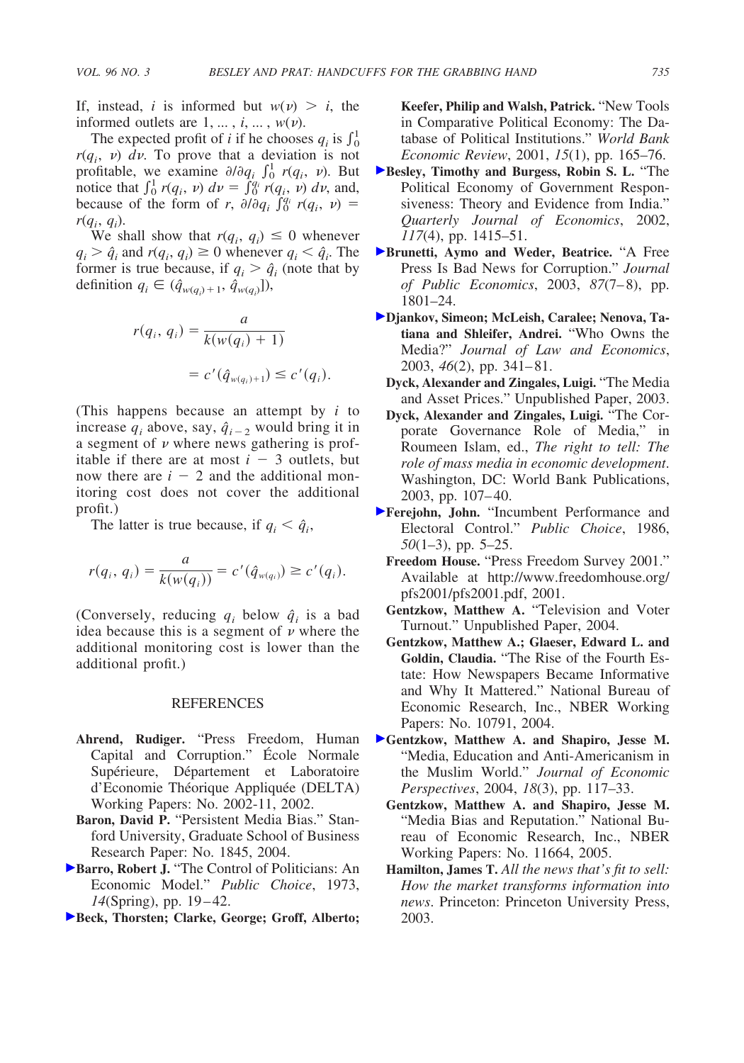If, instead, $i$ is informed but $w(\nu) > i$, the informed outlets are $1, \ldots, i, \ldots, w(\nu)$.

The expected profit of $i$ if he chooses $q_i$ is $\int_0^1 r(q_i, \nu)\, d\nu$. To prove that a deviation is not profitable, we examine $\partial/\partial q_i \int_0^1 r(q_i, \nu)$. But notice that $\int_0^1 r(q_i, \nu)\, d\nu = \int_0^{q_i} r(q_i, \nu)\, d\nu$, and, because of the form of $r$, $\partial/\partial q_i \int_0^{q_i} r(q_i, \nu) = r(q_i, q_i)$.

We shall show that $r(q_i, q_i) \leq 0$ whenever $q_i > \hat{q}_i$ and $r(q_i, q_i) \geq 0$ whenever $q_i < \hat{q}_i$. The former is true because, if $q_i > \hat{q}_i$ (note that by definition $q_i \in (\hat{q}_{w(q_i)+1}, \hat{q}_{w(q_i)}]$),

$$r(q_i, q_i) = \frac{a}{k(w(q_i) + 1)}$$

$$= c'(\hat{q}_{w(q_i)+1}) \leq c'(q_i).$$

(This happens because an attempt by $i$ to increase $q_i$ above, say, $\hat{q}_{i-2}$ would bring it in a segment of $\nu$ where news gathering is profitable if there are at most $i - 3$ outlets, but now there are $i - 2$ and the additional monitoring cost does not cover the additional profit.)

The latter is true because, if $q_i < \hat{q}_i$,

$$r(q_i, q_i) = \frac{a}{k(w(q_i))} = c'(\hat{q}_{w(q_i)}) \geq c'(q_i).$$

(Conversely, reducing $q_i$ below $\hat{q}_i$ is a bad idea because this is a segment of $\nu$ where the additional monitoring cost is lower than the additional profit.)

## REFERENCES

**Ahrend, Rudiger.** "Press Freedom, Human Capital and Corruption." École Normale Supérieure, Département et Laboratoire d'Economie Théorique Appliquée (DELTA) Working Papers: No. 2002-11, 2002.

**Baron, David P.** "Persistent Media Bias." Stanford University, Graduate School of Business Research Paper: No. 1845, 2004.

**Barro, Robert J.** "The Control of Politicians: An Economic Model." *Public Choice*, 1973, *14*(Spring), pp. 19–42.

**Beck, Thorsten; Clarke, George; Groff, Alberto; Keefer, Philip and Walsh, Patrick.** "New Tools in Comparative Political Economy: The Database of Political Institutions." *World Bank Economic Review*, 2001, *15*(1), pp. 165–76.

**Besley, Timothy and Burgess, Robin S. L.** "The Political Economy of Government Responsiveness: Theory and Evidence from India." *Quarterly Journal of Economics*, 2002, *117*(4), pp. 1415–51.

**Brunetti, Aymo and Weder, Beatrice.** "A Free Press Is Bad News for Corruption." *Journal of Public Economics*, 2003, *87*(7–8), pp. 1801–24.

**Djankov, Simeon; McLeish, Caralee; Nenova, Tatiana and Shleifer, Andrei.** "Who Owns the Media?" *Journal of Law and Economics*, 2003, *46*(2), pp. 341–81.

**Dyck, Alexander and Zingales, Luigi.** "The Media and Asset Prices." Unpublished Paper, 2003.

**Dyck, Alexander and Zingales, Luigi.** "The Corporate Governance Role of Media," in Roumeen Islam, ed., *The right to tell: The role of mass media in economic development*. Washington, DC: World Bank Publications, 2003, pp. 107–40.

**Ferejohn, John.** "Incumbent Performance and Electoral Control." *Public Choice*, 1986, *50*(1–3), pp. 5–25.

**Freedom House.** "Press Freedom Survey 2001." Available at http://www.freedomhouse.org/pfs2001/pfs2001.pdf, 2001.

**Gentzkow, Matthew A.** "Television and Voter Turnout." Unpublished Paper, 2004.

**Gentzkow, Matthew A.; Glaeser, Edward L. and Goldin, Claudia.** "The Rise of the Fourth Estate: How Newspapers Became Informative and Why It Mattered." National Bureau of Economic Research, Inc., NBER Working Papers: No. 10791, 2004.

**Gentzkow, Matthew A. and Shapiro, Jesse M.** "Media, Education and Anti-Americanism in the Muslim World." *Journal of Economic Perspectives*, 2004, *18*(3), pp. 117–33.

**Gentzkow, Matthew A. and Shapiro, Jesse M.** "Media Bias and Reputation." National Bureau of Economic Research, Inc., NBER Working Papers: No. 11664, 2005.

**Hamilton, James T.** *All the news that's fit to sell: How the market transforms information into news*. Princeton: Princeton University Press, 2003.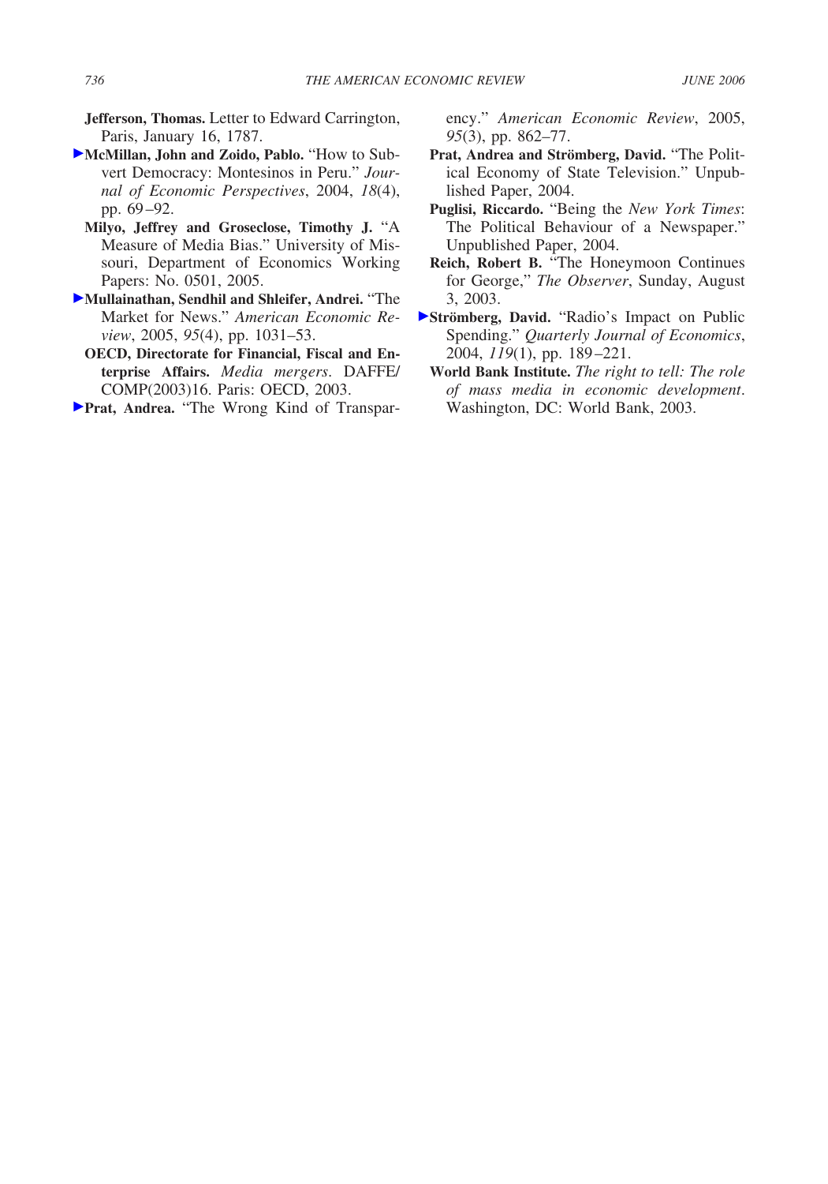**Jefferson, Thomas.** Letter to Edward Carrington, Paris, January 16, 1787.

**McMillan, John and Zoido, Pablo.** "How to Subvert Democracy: Montesinos in Peru." *Journal of Economic Perspectives*, 2004, *18*(4), pp. 69–92.

**Milyo, Jeffrey and Groseclose, Timothy J.** "A Measure of Media Bias." University of Missouri, Department of Economics Working Papers: No. 0501, 2005.

**Mullainathan, Sendhil and Shleifer, Andrei.** "The Market for News." *American Economic Review*, 2005, *95*(4), pp. 1031–53.

**OECD, Directorate for Financial, Fiscal and Enterprise Affairs.** *Media mergers*. DAFFE/COMP(2003)16. Paris: OECD, 2003.

**Prat, Andrea.** "The Wrong Kind of Transparency." *American Economic Review*, 2005, *95*(3), pp. 862–77.

**Prat, Andrea and Strömberg, David.** "The Political Economy of State Television." Unpublished Paper, 2004.

**Puglisi, Riccardo.** "Being the *New York Times*: The Political Behaviour of a Newspaper." Unpublished Paper, 2004.

**Reich, Robert B.** "The Honeymoon Continues for George," *The Observer*, Sunday, August 3, 2003.

**Strömberg, David.** "Radio's Impact on Public Spending." *Quarterly Journal of Economics*, 2004, *119*(1), pp. 189–221.

**World Bank Institute.** *The right to tell: The role of mass media in economic development*. Washington, DC: World Bank, 2003.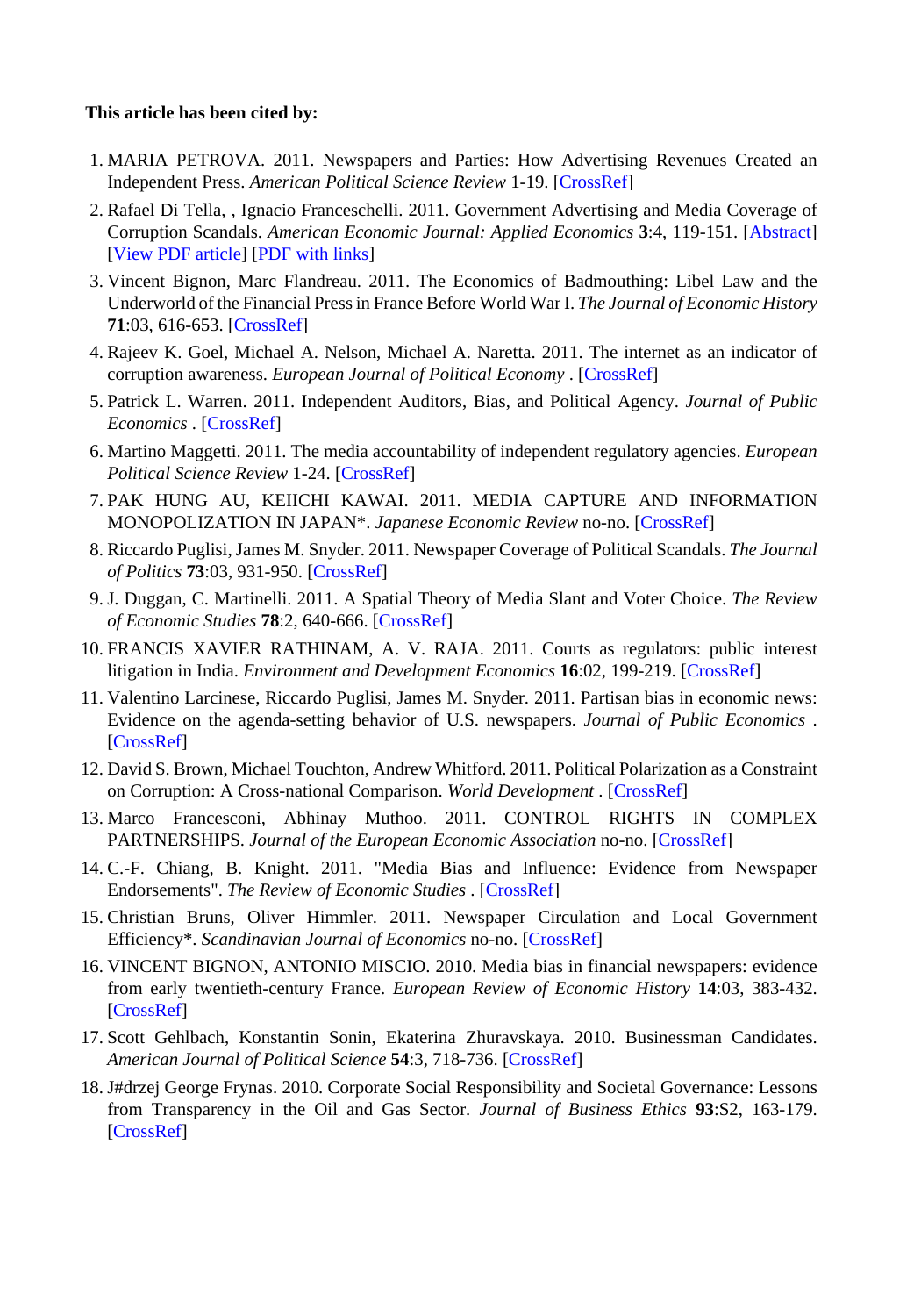**This article has been cited by:**

1. MARIA PETROVA. 2011. Newspapers and Parties: How Advertising Revenues Created an Independent Press. *American Political Science Review* 1-19. [CrossRef]
2. Rafael Di Tella, , Ignacio Franceschelli. 2011. Government Advertising and Media Coverage of Corruption Scandals. *American Economic Journal: Applied Economics* **3**:4, 119-151. [Abstract] [View PDF article] [PDF with links]
3. Vincent Bignon, Marc Flandreau. 2011. The Economics of Badmouthing: Libel Law and the Underworld of the Financial Press in France Before World War I. *The Journal of Economic History* **71**:03, 616-653. [CrossRef]
4. Rajeev K. Goel, Michael A. Nelson, Michael A. Naretta. 2011. The internet as an indicator of corruption awareness. *European Journal of Political Economy* . [CrossRef]
5. Patrick L. Warren. 2011. Independent Auditors, Bias, and Political Agency. *Journal of Public Economics* . [CrossRef]
6. Martino Maggetti. 2011. The media accountability of independent regulatory agencies. *European Political Science Review* 1-24. [CrossRef]
7. PAK HUNG AU, KEIICHI KAWAI. 2011. MEDIA CAPTURE AND INFORMATION MONOPOLIZATION IN JAPAN*. *Japanese Economic Review* no-no. [CrossRef]
8. Riccardo Puglisi, James M. Snyder. 2011. Newspaper Coverage of Political Scandals. *The Journal of Politics* **73**:03, 931-950. [CrossRef]
9. J. Duggan, C. Martinelli. 2011. A Spatial Theory of Media Slant and Voter Choice. *The Review of Economic Studies* **78**:2, 640-666. [CrossRef]
10. FRANCIS XAVIER RATHINAM, A. V. RAJA. 2011. Courts as regulators: public interest litigation in India. *Environment and Development Economics* **16**:02, 199-219. [CrossRef]
11. Valentino Larcinese, Riccardo Puglisi, James M. Snyder. 2011. Partisan bias in economic news: Evidence on the agenda-setting behavior of U.S. newspapers. *Journal of Public Economics* . [CrossRef]
12. David S. Brown, Michael Touchton, Andrew Whitford. 2011. Political Polarization as a Constraint on Corruption: A Cross-national Comparison. *World Development* . [CrossRef]
13. Marco Francesconi, Abhinay Muthoo. 2011. CONTROL RIGHTS IN COMPLEX PARTNERSHIPS. *Journal of the European Economic Association* no-no. [CrossRef]
14. C.-F. Chiang, B. Knight. 2011. "Media Bias and Influence: Evidence from Newspaper Endorsements". *The Review of Economic Studies* . [CrossRef]
15. Christian Bruns, Oliver Himmler. 2011. Newspaper Circulation and Local Government Efficiency*. *Scandinavian Journal of Economics* no-no. [CrossRef]
16. VINCENT BIGNON, ANTONIO MISCIO. 2010. Media bias in financial newspapers: evidence from early twentieth-century France. *European Review of Economic History* **14**:03, 383-432. [CrossRef]
17. Scott Gehlbach, Konstantin Sonin, Ekaterina Zhuravskaya. 2010. Businessman Candidates. *American Journal of Political Science* **54**:3, 718-736. [CrossRef]
18. J#drzej George Frynas. 2010. Corporate Social Responsibility and Societal Governance: Lessons from Transparency in the Oil and Gas Sector. *Journal of Business Ethics* **93**:S2, 163-179. [CrossRef]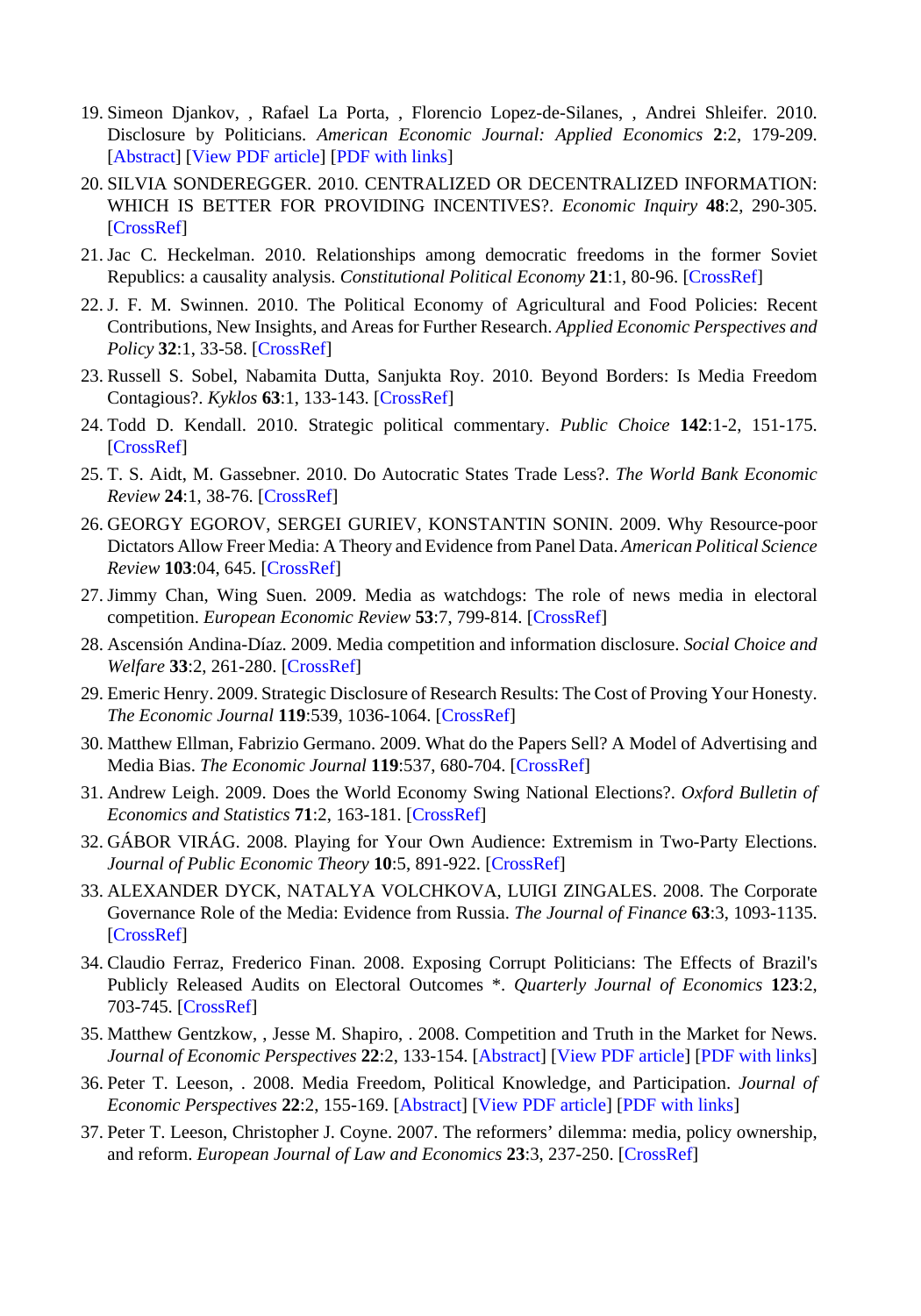19. Simeon Djankov, , Rafael La Porta, , Florencio Lopez-de-Silanes, , Andrei Shleifer. 2010. Disclosure by Politicians. *American Economic Journal: Applied Economics* **2**:2, 179-209. [Abstract] [View PDF article] [PDF with links]
20. SILVIA SONDEREGGER. 2010. CENTRALIZED OR DECENTRALIZED INFORMATION: WHICH IS BETTER FOR PROVIDING INCENTIVES?. *Economic Inquiry* **48**:2, 290-305. [CrossRef]
21. Jac C. Heckelman. 2010. Relationships among democratic freedoms in the former Soviet Republics: a causality analysis. *Constitutional Political Economy* **21**:1, 80-96. [CrossRef]
22. J. F. M. Swinnen. 2010. The Political Economy of Agricultural and Food Policies: Recent Contributions, New Insights, and Areas for Further Research. *Applied Economic Perspectives and Policy* **32**:1, 33-58. [CrossRef]
23. Russell S. Sobel, Nabamita Dutta, Sanjukta Roy. 2010. Beyond Borders: Is Media Freedom Contagious?. *Kyklos* **63**:1, 133-143. [CrossRef]
24. Todd D. Kendall. 2010. Strategic political commentary. *Public Choice* **142**:1-2, 151-175. [CrossRef]
25. T. S. Aidt, M. Gassebner. 2010. Do Autocratic States Trade Less?. *The World Bank Economic Review* **24**:1, 38-76. [CrossRef]
26. GEORGY EGOROV, SERGEI GURIEV, KONSTANTIN SONIN. 2009. Why Resource-poor Dictators Allow Freer Media: A Theory and Evidence from Panel Data. *American Political Science Review* **103**:04, 645. [CrossRef]
27. Jimmy Chan, Wing Suen. 2009. Media as watchdogs: The role of news media in electoral competition. *European Economic Review* **53**:7, 799-814. [CrossRef]
28. Ascensión Andina-Díaz. 2009. Media competition and information disclosure. *Social Choice and Welfare* **33**:2, 261-280. [CrossRef]
29. Emeric Henry. 2009. Strategic Disclosure of Research Results: The Cost of Proving Your Honesty. *The Economic Journal* **119**:539, 1036-1064. [CrossRef]
30. Matthew Ellman, Fabrizio Germano. 2009. What do the Papers Sell? A Model of Advertising and Media Bias. *The Economic Journal* **119**:537, 680-704. [CrossRef]
31. Andrew Leigh. 2009. Does the World Economy Swing National Elections?. *Oxford Bulletin of Economics and Statistics* **71**:2, 163-181. [CrossRef]
32. GÁBOR VIRÁG. 2008. Playing for Your Own Audience: Extremism in Two-Party Elections. *Journal of Public Economic Theory* **10**:5, 891-922. [CrossRef]
33. ALEXANDER DYCK, NATALYA VOLCHKOVA, LUIGI ZINGALES. 2008. The Corporate Governance Role of the Media: Evidence from Russia. *The Journal of Finance* **63**:3, 1093-1135. [CrossRef]
34. Claudio Ferraz, Frederico Finan. 2008. Exposing Corrupt Politicians: The Effects of Brazil's Publicly Released Audits on Electoral Outcomes *. *Quarterly Journal of Economics* **123**:2, 703-745. [CrossRef]
35. Matthew Gentzkow, , Jesse M. Shapiro, . 2008. Competition and Truth in the Market for News. *Journal of Economic Perspectives* **22**:2, 133-154. [Abstract] [View PDF article] [PDF with links]
36. Peter T. Leeson, . 2008. Media Freedom, Political Knowledge, and Participation. *Journal of Economic Perspectives* **22**:2, 155-169. [Abstract] [View PDF article] [PDF with links]
37. Peter T. Leeson, Christopher J. Coyne. 2007. The reformers' dilemma: media, policy ownership, and reform. *European Journal of Law and Economics* **23**:3, 237-250. [CrossRef]